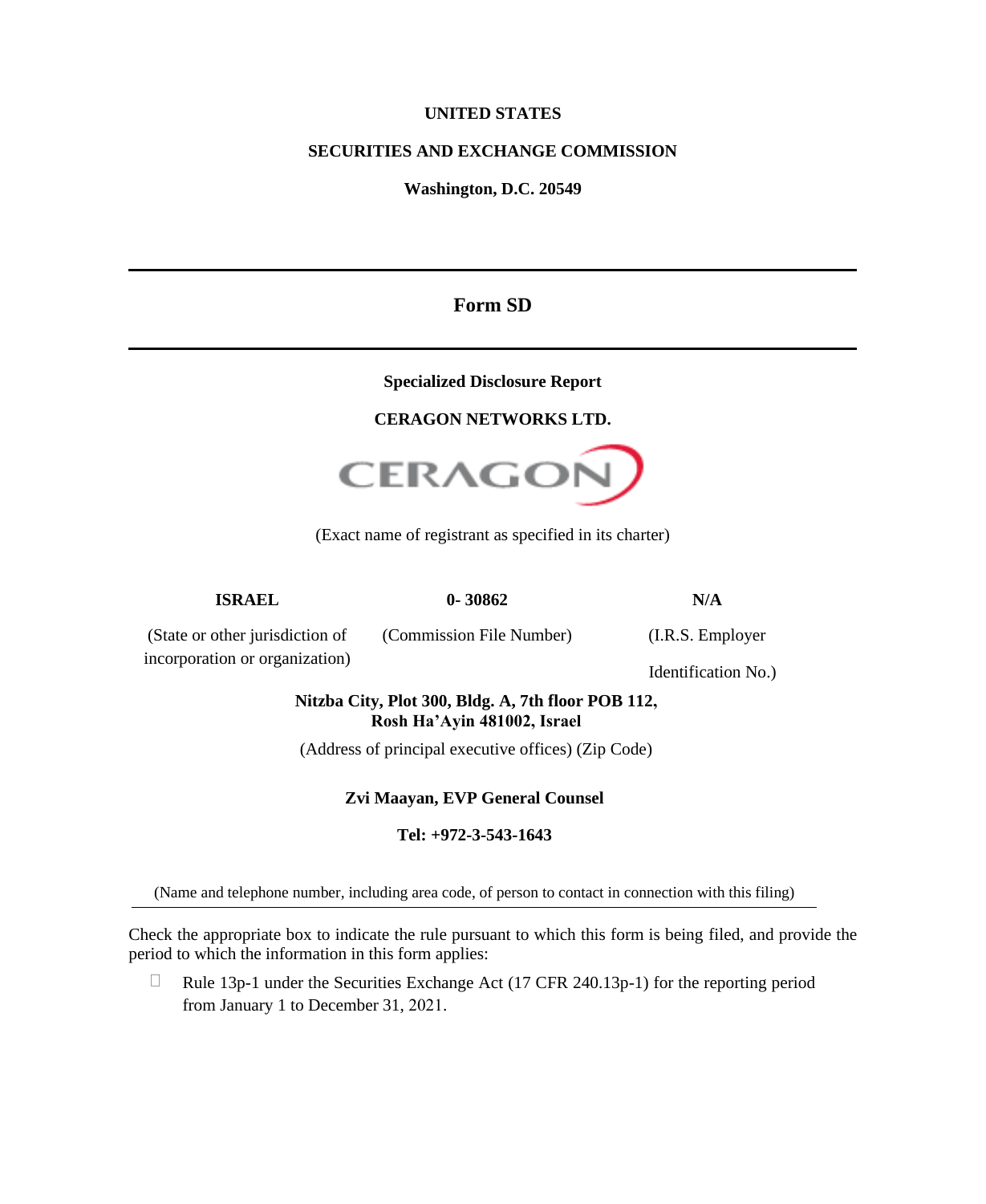**UNITED STATES**

**SECURITIES AND EXCHANGE COMMISSION**

**Washington, D.C. 20549**

---

# Form SD

---

**Specialized Disclosure Report**

**CERAGON NETWORKS LTD.**

(Exact name of registrant as specified in its charter)

| **ISRAEL** | **0- 30862** | **N/A** |
|---|---|---|
| (State or other jurisdiction of incorporation or organization) | (Commission File Number) | (I.R.S. Employer Identification No.) |

**Nitzba City, Plot 300, Bldg. A, 7th floor POB 112,**
**Rosh Ha'Ayin 481002, Israel**

(Address of principal executive offices) (Zip Code)

**Zvi Maayan, EVP General Counsel**

**Tel: +972-3-543-1643**

(Name and telephone number, including area code, of person to contact in connection with this filing)

---

Check the appropriate box to indicate the rule pursuant to which this form is being filed, and provide the period to which the information in this form applies:

☐ Rule 13p-1 under the Securities Exchange Act (17 CFR 240.13p-1) for the reporting period from January 1 to December 31, 2021.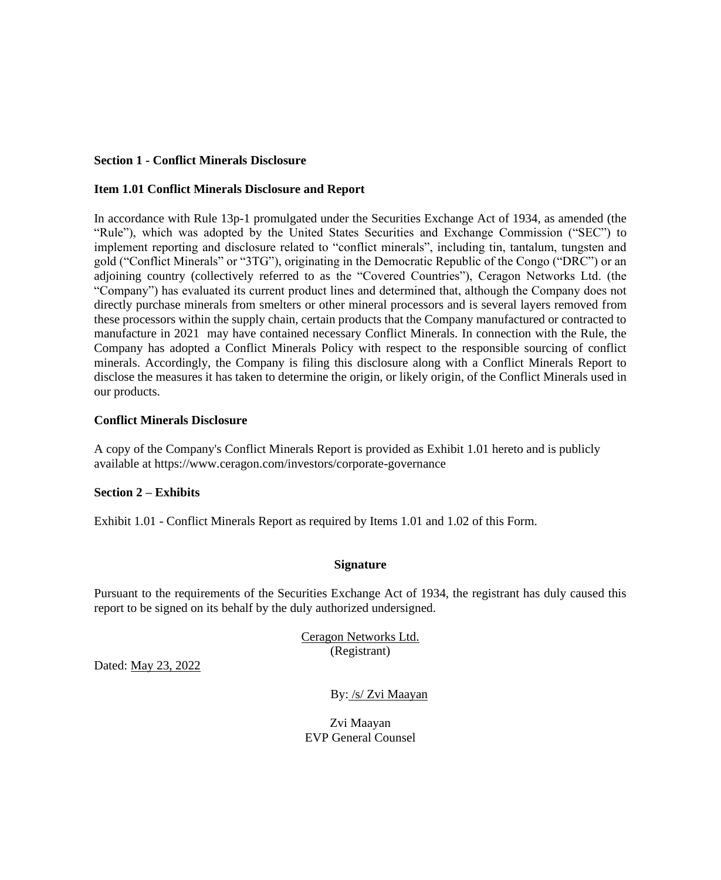**Section 1 - Conflict Minerals Disclosure**

**Item 1.01 Conflict Minerals Disclosure and Report**

In accordance with Rule 13p-1 promulgated under the Securities Exchange Act of 1934, as amended (the "Rule"), which was adopted by the United States Securities and Exchange Commission ("SEC") to implement reporting and disclosure related to "conflict minerals", including tin, tantalum, tungsten and gold ("Conflict Minerals" or "3TG"), originating in the Democratic Republic of the Congo ("DRC") or an adjoining country (collectively referred to as the "Covered Countries"), Ceragon Networks Ltd. (the "Company") has evaluated its current product lines and determined that, although the Company does not directly purchase minerals from smelters or other mineral processors and is several layers removed from these processors within the supply chain, certain products that the Company manufactured or contracted to manufacture in 2021 may have contained necessary Conflict Minerals. In connection with the Rule, the Company has adopted a Conflict Minerals Policy with respect to the responsible sourcing of conflict minerals. Accordingly, the Company is filing this disclosure along with a Conflict Minerals Report to disclose the measures it has taken to determine the origin, or likely origin, of the Conflict Minerals used in our products.

**Conflict Minerals Disclosure**

A copy of the Company's Conflict Minerals Report is provided as Exhibit 1.01 hereto and is publicly available at https://www.ceragon.com/investors/corporate-governance

**Section 2 – Exhibits**

Exhibit 1.01 - Conflict Minerals Report as required by Items 1.01 and 1.02 of this Form.

**Signature**

Pursuant to the requirements of the Securities Exchange Act of 1934, the registrant has duly caused this report to be signed on its behalf by the duly authorized undersigned.

Ceragon Networks Ltd.
(Registrant)

Dated: May 23, 2022

By: /s/ Zvi Maayan

Zvi Maayan
EVP General Counsel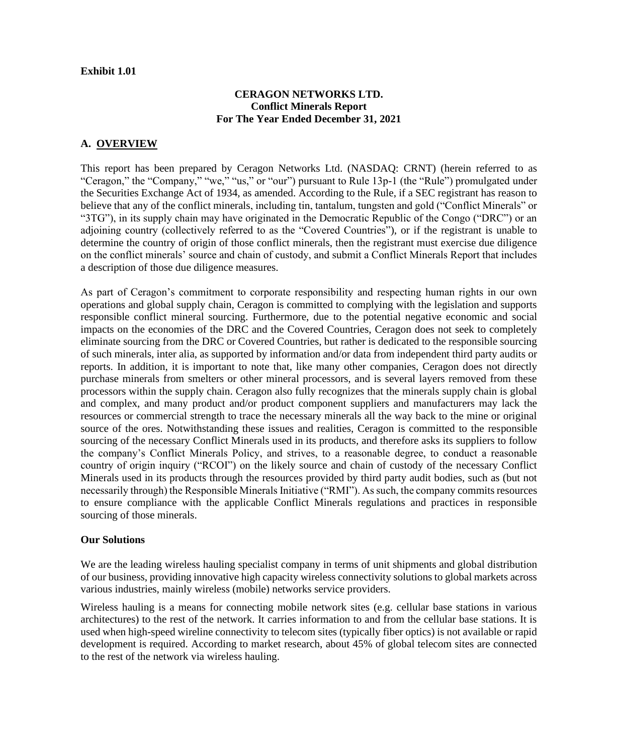**Exhibit 1.01**

**CERAGON NETWORKS LTD.**
**Conflict Minerals Report**
**For The Year Ended December 31, 2021**

## A. OVERVIEW

This report has been prepared by Ceragon Networks Ltd. (NASDAQ: CRNT) (herein referred to as "Ceragon," the "Company," "we," "us," or "our") pursuant to Rule 13p-1 (the "Rule") promulgated under the Securities Exchange Act of 1934, as amended. According to the Rule, if a SEC registrant has reason to believe that any of the conflict minerals, including tin, tantalum, tungsten and gold ("Conflict Minerals" or "3TG"), in its supply chain may have originated in the Democratic Republic of the Congo ("DRC") or an adjoining country (collectively referred to as the "Covered Countries"), or if the registrant is unable to determine the country of origin of those conflict minerals, then the registrant must exercise due diligence on the conflict minerals' source and chain of custody, and submit a Conflict Minerals Report that includes a description of those due diligence measures.

As part of Ceragon's commitment to corporate responsibility and respecting human rights in our own operations and global supply chain, Ceragon is committed to complying with the legislation and supports responsible conflict mineral sourcing. Furthermore, due to the potential negative economic and social impacts on the economies of the DRC and the Covered Countries, Ceragon does not seek to completely eliminate sourcing from the DRC or Covered Countries, but rather is dedicated to the responsible sourcing of such minerals, inter alia, as supported by information and/or data from independent third party audits or reports. In addition, it is important to note that, like many other companies, Ceragon does not directly purchase minerals from smelters or other mineral processors, and is several layers removed from these processors within the supply chain. Ceragon also fully recognizes that the minerals supply chain is global and complex, and many product and/or product component suppliers and manufacturers may lack the resources or commercial strength to trace the necessary minerals all the way back to the mine or original source of the ores. Notwithstanding these issues and realities, Ceragon is committed to the responsible sourcing of the necessary Conflict Minerals used in its products, and therefore asks its suppliers to follow the company's Conflict Minerals Policy, and strives, to a reasonable degree, to conduct a reasonable country of origin inquiry ("RCOI") on the likely source and chain of custody of the necessary Conflict Minerals used in its products through the resources provided by third party audit bodies, such as (but not necessarily through) the Responsible Minerals Initiative ("RMI"). As such, the company commits resources to ensure compliance with the applicable Conflict Minerals regulations and practices in responsible sourcing of those minerals.

### Our Solutions

We are the leading wireless hauling specialist company in terms of unit shipments and global distribution of our business, providing innovative high capacity wireless connectivity solutions to global markets across various industries, mainly wireless (mobile) networks service providers.

Wireless hauling is a means for connecting mobile network sites (e.g. cellular base stations in various architectures) to the rest of the network. It carries information to and from the cellular base stations. It is used when high-speed wireline connectivity to telecom sites (typically fiber optics) is not available or rapid development is required. According to market research, about 45% of global telecom sites are connected to the rest of the network via wireless hauling.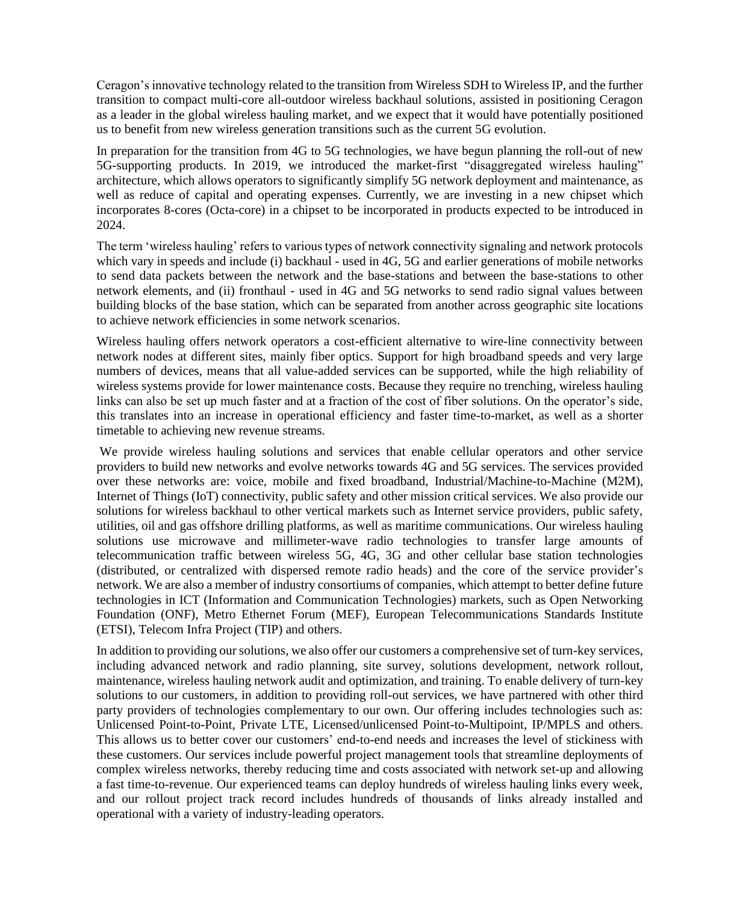Ceragon's innovative technology related to the transition from Wireless SDH to Wireless IP, and the further transition to compact multi-core all-outdoor wireless backhaul solutions, assisted in positioning Ceragon as a leader in the global wireless hauling market, and we expect that it would have potentially positioned us to benefit from new wireless generation transitions such as the current 5G evolution.

In preparation for the transition from 4G to 5G technologies, we have begun planning the roll-out of new 5G-supporting products. In 2019, we introduced the market-first "disaggregated wireless hauling" architecture, which allows operators to significantly simplify 5G network deployment and maintenance, as well as reduce of capital and operating expenses. Currently, we are investing in a new chipset which incorporates 8-cores (Octa-core) in a chipset to be incorporated in products expected to be introduced in 2024.

The term 'wireless hauling' refers to various types of network connectivity signaling and network protocols which vary in speeds and include (i) backhaul - used in 4G, 5G and earlier generations of mobile networks to send data packets between the network and the base-stations and between the base-stations to other network elements, and (ii) fronthaul - used in 4G and 5G networks to send radio signal values between building blocks of the base station, which can be separated from another across geographic site locations to achieve network efficiencies in some network scenarios.

Wireless hauling offers network operators a cost-efficient alternative to wire-line connectivity between network nodes at different sites, mainly fiber optics. Support for high broadband speeds and very large numbers of devices, means that all value-added services can be supported, while the high reliability of wireless systems provide for lower maintenance costs. Because they require no trenching, wireless hauling links can also be set up much faster and at a fraction of the cost of fiber solutions. On the operator's side, this translates into an increase in operational efficiency and faster time-to-market, as well as a shorter timetable to achieving new revenue streams.

We provide wireless hauling solutions and services that enable cellular operators and other service providers to build new networks and evolve networks towards 4G and 5G services. The services provided over these networks are: voice, mobile and fixed broadband, Industrial/Machine-to-Machine (M2M), Internet of Things (IoT) connectivity, public safety and other mission critical services. We also provide our solutions for wireless backhaul to other vertical markets such as Internet service providers, public safety, utilities, oil and gas offshore drilling platforms, as well as maritime communications. Our wireless hauling solutions use microwave and millimeter-wave radio technologies to transfer large amounts of telecommunication traffic between wireless 5G, 4G, 3G and other cellular base station technologies (distributed, or centralized with dispersed remote radio heads) and the core of the service provider's network. We are also a member of industry consortiums of companies, which attempt to better define future technologies in ICT (Information and Communication Technologies) markets, such as Open Networking Foundation (ONF), Metro Ethernet Forum (MEF), European Telecommunications Standards Institute (ETSI), Telecom Infra Project (TIP) and others.

In addition to providing our solutions, we also offer our customers a comprehensive set of turn-key services, including advanced network and radio planning, site survey, solutions development, network rollout, maintenance, wireless hauling network audit and optimization, and training. To enable delivery of turn-key solutions to our customers, in addition to providing roll-out services, we have partnered with other third party providers of technologies complementary to our own. Our offering includes technologies such as: Unlicensed Point-to-Point, Private LTE, Licensed/unlicensed Point-to-Multipoint, IP/MPLS and others. This allows us to better cover our customers' end-to-end needs and increases the level of stickiness with these customers. Our services include powerful project management tools that streamline deployments of complex wireless networks, thereby reducing time and costs associated with network set-up and allowing a fast time-to-revenue. Our experienced teams can deploy hundreds of wireless hauling links every week, and our rollout project track record includes hundreds of thousands of links already installed and operational with a variety of industry-leading operators.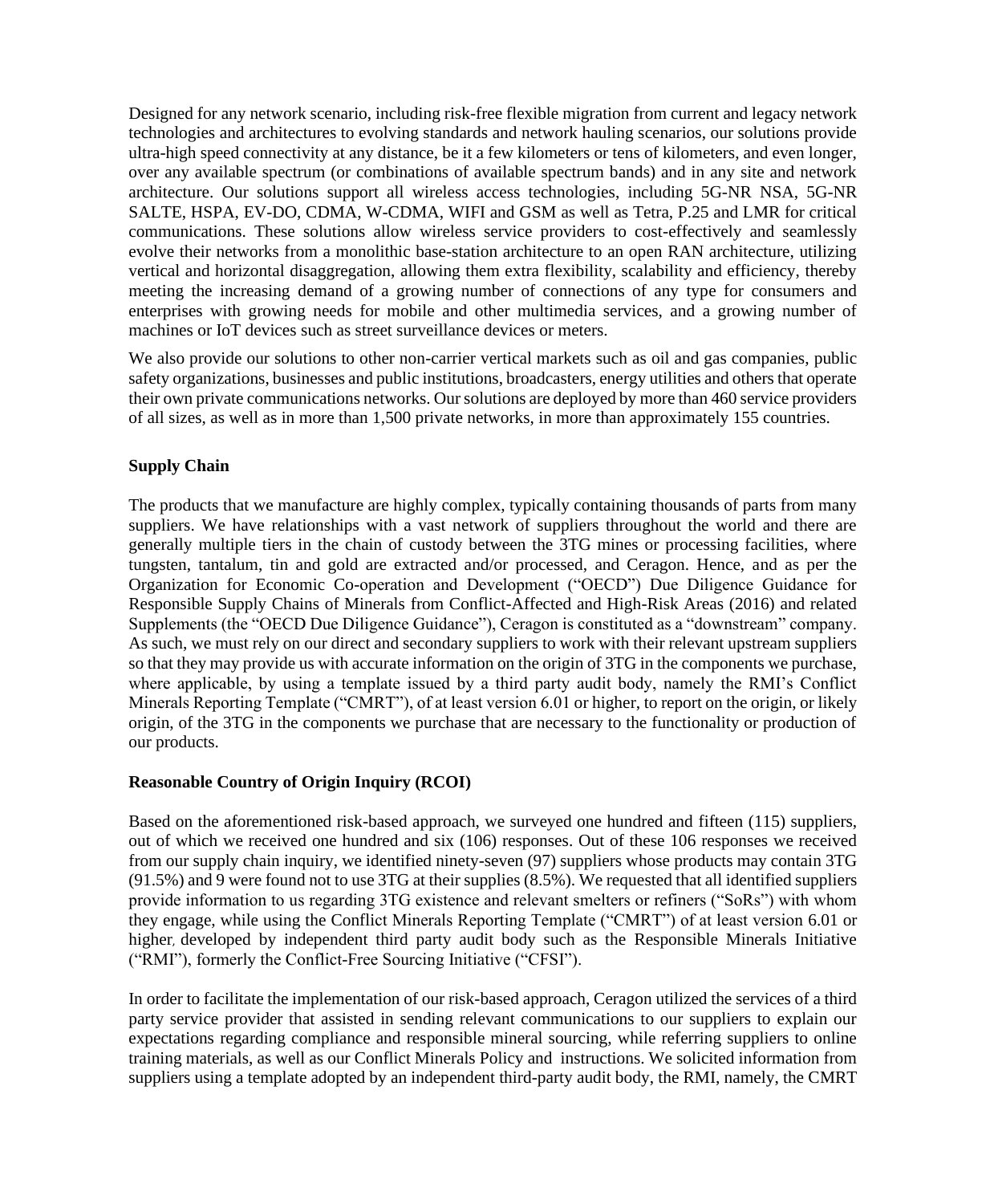Designed for any network scenario, including risk-free flexible migration from current and legacy network technologies and architectures to evolving standards and network hauling scenarios, our solutions provide ultra-high speed connectivity at any distance, be it a few kilometers or tens of kilometers, and even longer, over any available spectrum (or combinations of available spectrum bands) and in any site and network architecture. Our solutions support all wireless access technologies, including 5G-NR NSA, 5G-NR SALTE, HSPA, EV-DO, CDMA, W-CDMA, WIFI and GSM as well as Tetra, P.25 and LMR for critical communications. These solutions allow wireless service providers to cost-effectively and seamlessly evolve their networks from a monolithic base-station architecture to an open RAN architecture, utilizing vertical and horizontal disaggregation, allowing them extra flexibility, scalability and efficiency, thereby meeting the increasing demand of a growing number of connections of any type for consumers and enterprises with growing needs for mobile and other multimedia services, and a growing number of machines or IoT devices such as street surveillance devices or meters.

We also provide our solutions to other non-carrier vertical markets such as oil and gas companies, public safety organizations, businesses and public institutions, broadcasters, energy utilities and others that operate their own private communications networks. Our solutions are deployed by more than 460 service providers of all sizes, as well as in more than 1,500 private networks, in more than approximately 155 countries.

**Supply Chain**

The products that we manufacture are highly complex, typically containing thousands of parts from many suppliers. We have relationships with a vast network of suppliers throughout the world and there are generally multiple tiers in the chain of custody between the 3TG mines or processing facilities, where tungsten, tantalum, tin and gold are extracted and/or processed, and Ceragon. Hence, and as per the Organization for Economic Co-operation and Development ("OECD") Due Diligence Guidance for Responsible Supply Chains of Minerals from Conflict-Affected and High-Risk Areas (2016) and related Supplements (the "OECD Due Diligence Guidance"), Ceragon is constituted as a "downstream" company. As such, we must rely on our direct and secondary suppliers to work with their relevant upstream suppliers so that they may provide us with accurate information on the origin of 3TG in the components we purchase, where applicable, by using a template issued by a third party audit body, namely the RMI's Conflict Minerals Reporting Template ("CMRT"), of at least version 6.01 or higher, to report on the origin, or likely origin, of the 3TG in the components we purchase that are necessary to the functionality or production of our products.

**Reasonable Country of Origin Inquiry (RCOI)**

Based on the aforementioned risk-based approach, we surveyed one hundred and fifteen (115) suppliers, out of which we received one hundred and six (106) responses. Out of these 106 responses we received from our supply chain inquiry, we identified ninety-seven (97) suppliers whose products may contain 3TG (91.5%) and 9 were found not to use 3TG at their supplies (8.5%). We requested that all identified suppliers provide information to us regarding 3TG existence and relevant smelters or refiners ("SoRs") with whom they engage, while using the Conflict Minerals Reporting Template ("CMRT") of at least version 6.01 or higher, developed by independent third party audit body such as the Responsible Minerals Initiative ("RMI"), formerly the Conflict-Free Sourcing Initiative ("CFSI").

In order to facilitate the implementation of our risk-based approach, Ceragon utilized the services of a third party service provider that assisted in sending relevant communications to our suppliers to explain our expectations regarding compliance and responsible mineral sourcing, while referring suppliers to online training materials, as well as our Conflict Minerals Policy and instructions. We solicited information from suppliers using a template adopted by an independent third-party audit body, the RMI, namely, the CMRT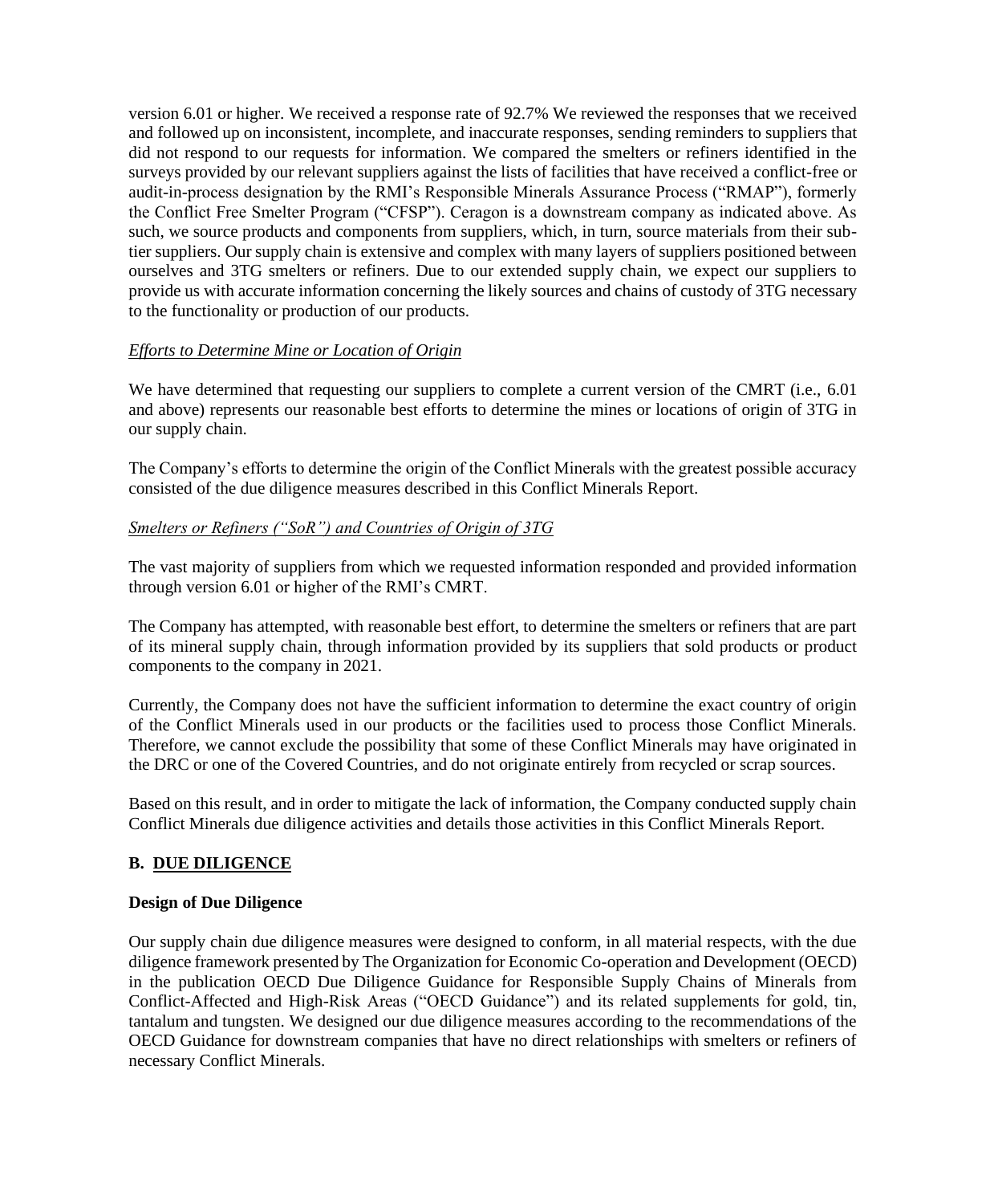version 6.01 or higher. We received a response rate of 92.7% We reviewed the responses that we received and followed up on inconsistent, incomplete, and inaccurate responses, sending reminders to suppliers that did not respond to our requests for information. We compared the smelters or refiners identified in the surveys provided by our relevant suppliers against the lists of facilities that have received a conflict-free or audit-in-process designation by the RMI's Responsible Minerals Assurance Process ("RMAP"), formerly the Conflict Free Smelter Program ("CFSP"). Ceragon is a downstream company as indicated above. As such, we source products and components from suppliers, which, in turn, source materials from their sub-tier suppliers. Our supply chain is extensive and complex with many layers of suppliers positioned between ourselves and 3TG smelters or refiners. Due to our extended supply chain, we expect our suppliers to provide us with accurate information concerning the likely sources and chains of custody of 3TG necessary to the functionality or production of our products.

*Efforts to Determine Mine or Location of Origin*

We have determined that requesting our suppliers to complete a current version of the CMRT (i.e., 6.01 and above) represents our reasonable best efforts to determine the mines or locations of origin of 3TG in our supply chain.

The Company's efforts to determine the origin of the Conflict Minerals with the greatest possible accuracy consisted of the due diligence measures described in this Conflict Minerals Report.

*Smelters or Refiners ("SoR") and Countries of Origin of 3TG*

The vast majority of suppliers from which we requested information responded and provided information through version 6.01 or higher of the RMI's CMRT.

The Company has attempted, with reasonable best effort, to determine the smelters or refiners that are part of its mineral supply chain, through information provided by its suppliers that sold products or product components to the company in 2021.

Currently, the Company does not have the sufficient information to determine the exact country of origin of the Conflict Minerals used in our products or the facilities used to process those Conflict Minerals. Therefore, we cannot exclude the possibility that some of these Conflict Minerals may have originated in the DRC or one of the Covered Countries, and do not originate entirely from recycled or scrap sources.

Based on this result, and in order to mitigate the lack of information, the Company conducted supply chain Conflict Minerals due diligence activities and details those activities in this Conflict Minerals Report.

## B. DUE DILIGENCE

### Design of Due Diligence

Our supply chain due diligence measures were designed to conform, in all material respects, with the due diligence framework presented by The Organization for Economic Co-operation and Development (OECD) in the publication OECD Due Diligence Guidance for Responsible Supply Chains of Minerals from Conflict-Affected and High-Risk Areas ("OECD Guidance") and its related supplements for gold, tin, tantalum and tungsten. We designed our due diligence measures according to the recommendations of the OECD Guidance for downstream companies that have no direct relationships with smelters or refiners of necessary Conflict Minerals.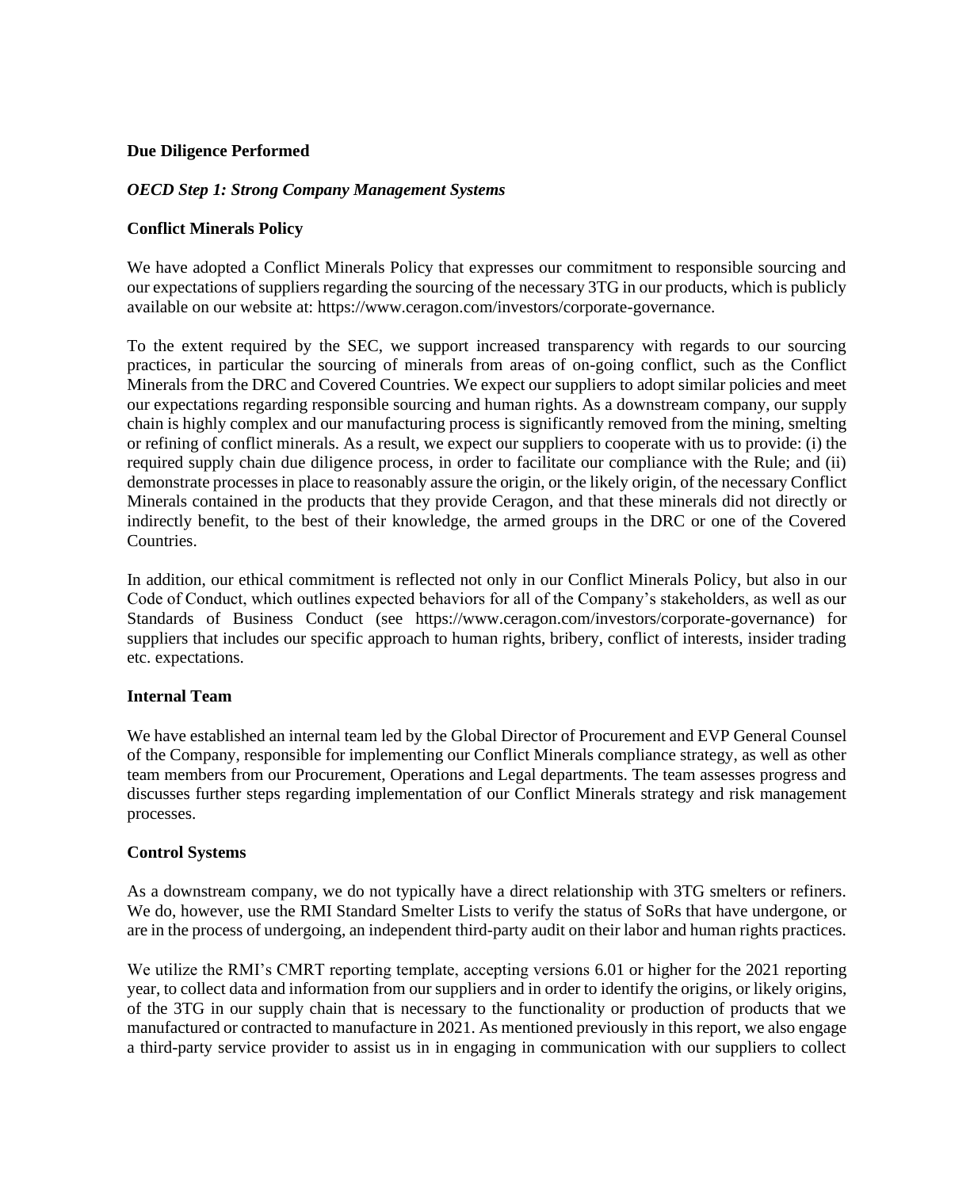**Due Diligence Performed**

***OECD Step 1: Strong Company Management Systems***

**Conflict Minerals Policy**

We have adopted a Conflict Minerals Policy that expresses our commitment to responsible sourcing and our expectations of suppliers regarding the sourcing of the necessary 3TG in our products, which is publicly available on our website at: https://www.ceragon.com/investors/corporate-governance.

To the extent required by the SEC, we support increased transparency with regards to our sourcing practices, in particular the sourcing of minerals from areas of on-going conflict, such as the Conflict Minerals from the DRC and Covered Countries. We expect our suppliers to adopt similar policies and meet our expectations regarding responsible sourcing and human rights. As a downstream company, our supply chain is highly complex and our manufacturing process is significantly removed from the mining, smelting or refining of conflict minerals. As a result, we expect our suppliers to cooperate with us to provide: (i) the required supply chain due diligence process, in order to facilitate our compliance with the Rule; and (ii) demonstrate processes in place to reasonably assure the origin, or the likely origin, of the necessary Conflict Minerals contained in the products that they provide Ceragon, and that these minerals did not directly or indirectly benefit, to the best of their knowledge, the armed groups in the DRC or one of the Covered Countries.

In addition, our ethical commitment is reflected not only in our Conflict Minerals Policy, but also in our Code of Conduct, which outlines expected behaviors for all of the Company's stakeholders, as well as our Standards of Business Conduct (see https://www.ceragon.com/investors/corporate-governance) for suppliers that includes our specific approach to human rights, bribery, conflict of interests, insider trading etc. expectations.

**Internal Team**

We have established an internal team led by the Global Director of Procurement and EVP General Counsel of the Company, responsible for implementing our Conflict Minerals compliance strategy, as well as other team members from our Procurement, Operations and Legal departments. The team assesses progress and discusses further steps regarding implementation of our Conflict Minerals strategy and risk management processes.

**Control Systems**

As a downstream company, we do not typically have a direct relationship with 3TG smelters or refiners. We do, however, use the RMI Standard Smelter Lists to verify the status of SoRs that have undergone, or are in the process of undergoing, an independent third-party audit on their labor and human rights practices.

We utilize the RMI's CMRT reporting template, accepting versions 6.01 or higher for the 2021 reporting year, to collect data and information from our suppliers and in order to identify the origins, or likely origins, of the 3TG in our supply chain that is necessary to the functionality or production of products that we manufactured or contracted to manufacture in 2021. As mentioned previously in this report, we also engage a third-party service provider to assist us in in engaging in communication with our suppliers to collect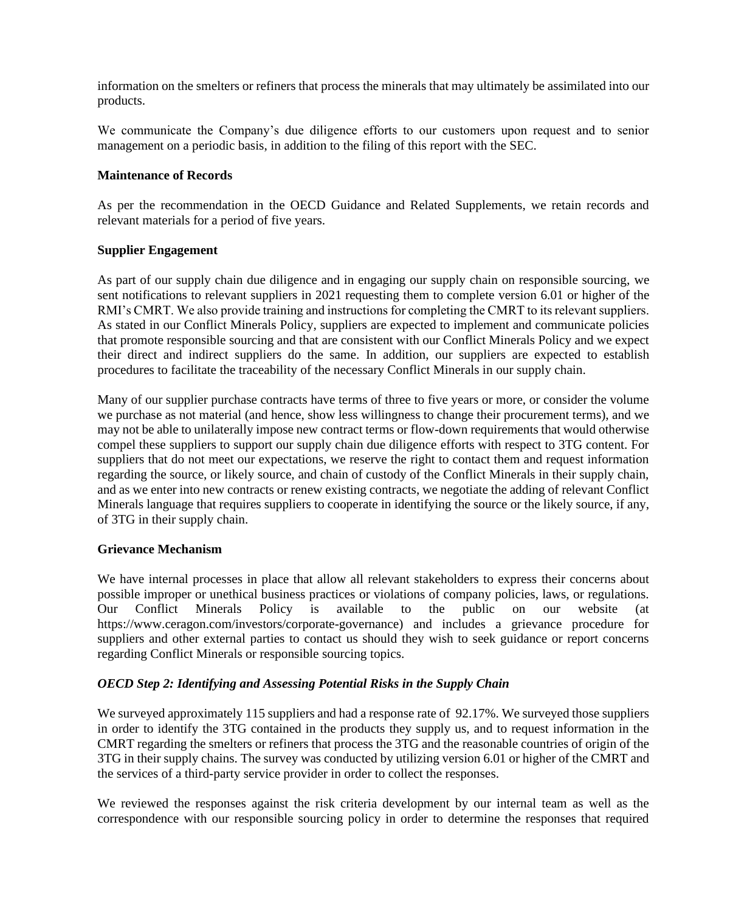information on the smelters or refiners that process the minerals that may ultimately be assimilated into our products.

We communicate the Company's due diligence efforts to our customers upon request and to senior management on a periodic basis, in addition to the filing of this report with the SEC.

**Maintenance of Records**

As per the recommendation in the OECD Guidance and Related Supplements, we retain records and relevant materials for a period of five years.

**Supplier Engagement**

As part of our supply chain due diligence and in engaging our supply chain on responsible sourcing, we sent notifications to relevant suppliers in 2021 requesting them to complete version 6.01 or higher of the RMI's CMRT. We also provide training and instructions for completing the CMRT to its relevant suppliers. As stated in our Conflict Minerals Policy, suppliers are expected to implement and communicate policies that promote responsible sourcing and that are consistent with our Conflict Minerals Policy and we expect their direct and indirect suppliers do the same. In addition, our suppliers are expected to establish procedures to facilitate the traceability of the necessary Conflict Minerals in our supply chain.

Many of our supplier purchase contracts have terms of three to five years or more, or consider the volume we purchase as not material (and hence, show less willingness to change their procurement terms), and we may not be able to unilaterally impose new contract terms or flow-down requirements that would otherwise compel these suppliers to support our supply chain due diligence efforts with respect to 3TG content. For suppliers that do not meet our expectations, we reserve the right to contact them and request information regarding the source, or likely source, and chain of custody of the Conflict Minerals in their supply chain, and as we enter into new contracts or renew existing contracts, we negotiate the adding of relevant Conflict Minerals language that requires suppliers to cooperate in identifying the source or the likely source, if any, of 3TG in their supply chain.

**Grievance Mechanism**

We have internal processes in place that allow all relevant stakeholders to express their concerns about possible improper or unethical business practices or violations of company policies, laws, or regulations. Our Conflict Minerals Policy is available to the public on our website (at https://www.ceragon.com/investors/corporate-governance) and includes a grievance procedure for suppliers and other external parties to contact us should they wish to seek guidance or report concerns regarding Conflict Minerals or responsible sourcing topics.

***OECD Step 2: Identifying and Assessing Potential Risks in the Supply Chain***

We surveyed approximately 115 suppliers and had a response rate of 92.17%. We surveyed those suppliers in order to identify the 3TG contained in the products they supply us, and to request information in the CMRT regarding the smelters or refiners that process the 3TG and the reasonable countries of origin of the 3TG in their supply chains. The survey was conducted by utilizing version 6.01 or higher of the CMRT and the services of a third-party service provider in order to collect the responses.

We reviewed the responses against the risk criteria development by our internal team as well as the correspondence with our responsible sourcing policy in order to determine the responses that required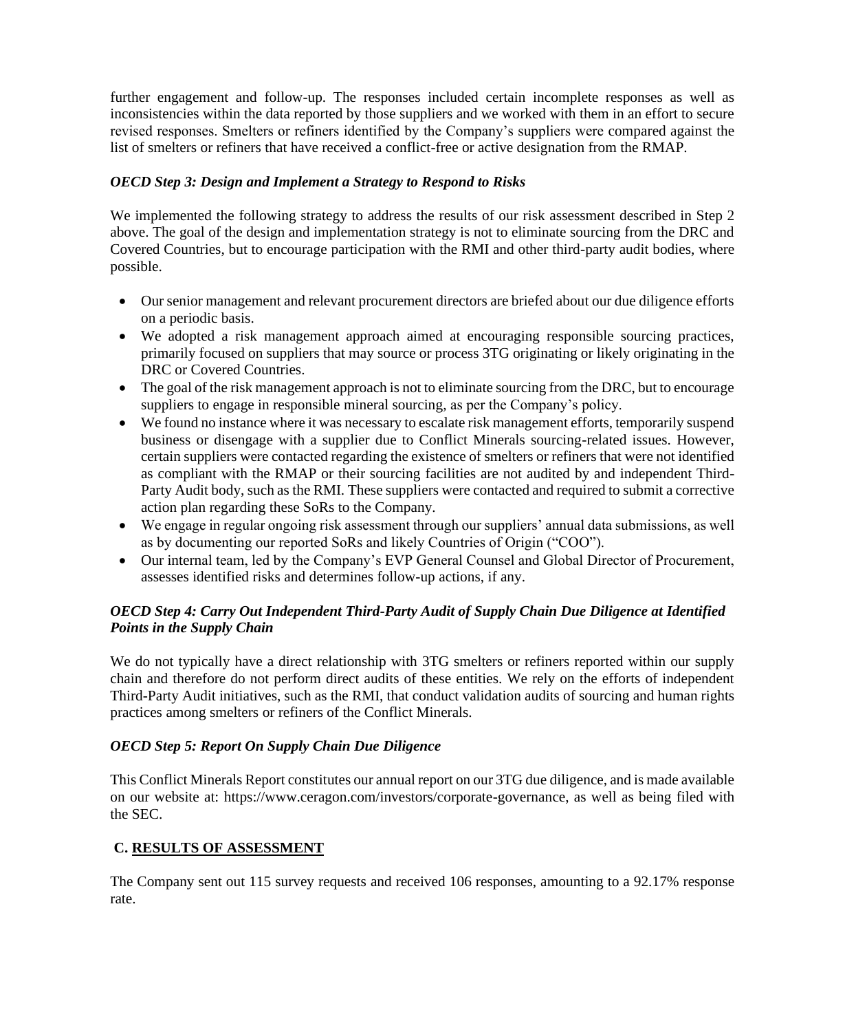further engagement and follow-up. The responses included certain incomplete responses as well as inconsistencies within the data reported by those suppliers and we worked with them in an effort to secure revised responses. Smelters or refiners identified by the Company's suppliers were compared against the list of smelters or refiners that have received a conflict-free or active designation from the RMAP.

***OECD Step 3: Design and Implement a Strategy to Respond to Risks***

We implemented the following strategy to address the results of our risk assessment described in Step 2 above. The goal of the design and implementation strategy is not to eliminate sourcing from the DRC and Covered Countries, but to encourage participation with the RMI and other third-party audit bodies, where possible.

- Our senior management and relevant procurement directors are briefed about our due diligence efforts on a periodic basis.
- We adopted a risk management approach aimed at encouraging responsible sourcing practices, primarily focused on suppliers that may source or process 3TG originating or likely originating in the DRC or Covered Countries.
- The goal of the risk management approach is not to eliminate sourcing from the DRC, but to encourage suppliers to engage in responsible mineral sourcing, as per the Company's policy.
- We found no instance where it was necessary to escalate risk management efforts, temporarily suspend business or disengage with a supplier due to Conflict Minerals sourcing-related issues. However, certain suppliers were contacted regarding the existence of smelters or refiners that were not identified as compliant with the RMAP or their sourcing facilities are not audited by and independent Third-Party Audit body, such as the RMI. These suppliers were contacted and required to submit a corrective action plan regarding these SoRs to the Company.
- We engage in regular ongoing risk assessment through our suppliers' annual data submissions, as well as by documenting our reported SoRs and likely Countries of Origin ("COO").
- Our internal team, led by the Company's EVP General Counsel and Global Director of Procurement, assesses identified risks and determines follow-up actions, if any.

***OECD Step 4: Carry Out Independent Third-Party Audit of Supply Chain Due Diligence at Identified Points in the Supply Chain***

We do not typically have a direct relationship with 3TG smelters or refiners reported within our supply chain and therefore do not perform direct audits of these entities. We rely on the efforts of independent Third-Party Audit initiatives, such as the RMI, that conduct validation audits of sourcing and human rights practices among smelters or refiners of the Conflict Minerals.

***OECD Step 5: Report On Supply Chain Due Diligence***

This Conflict Minerals Report constitutes our annual report on our 3TG due diligence, and is made available on our website at: https://www.ceragon.com/investors/corporate-governance, as well as being filed with the SEC.

## C. <u>RESULTS OF ASSESSMENT</u>

The Company sent out 115 survey requests and received 106 responses, amounting to a 92.17% response rate.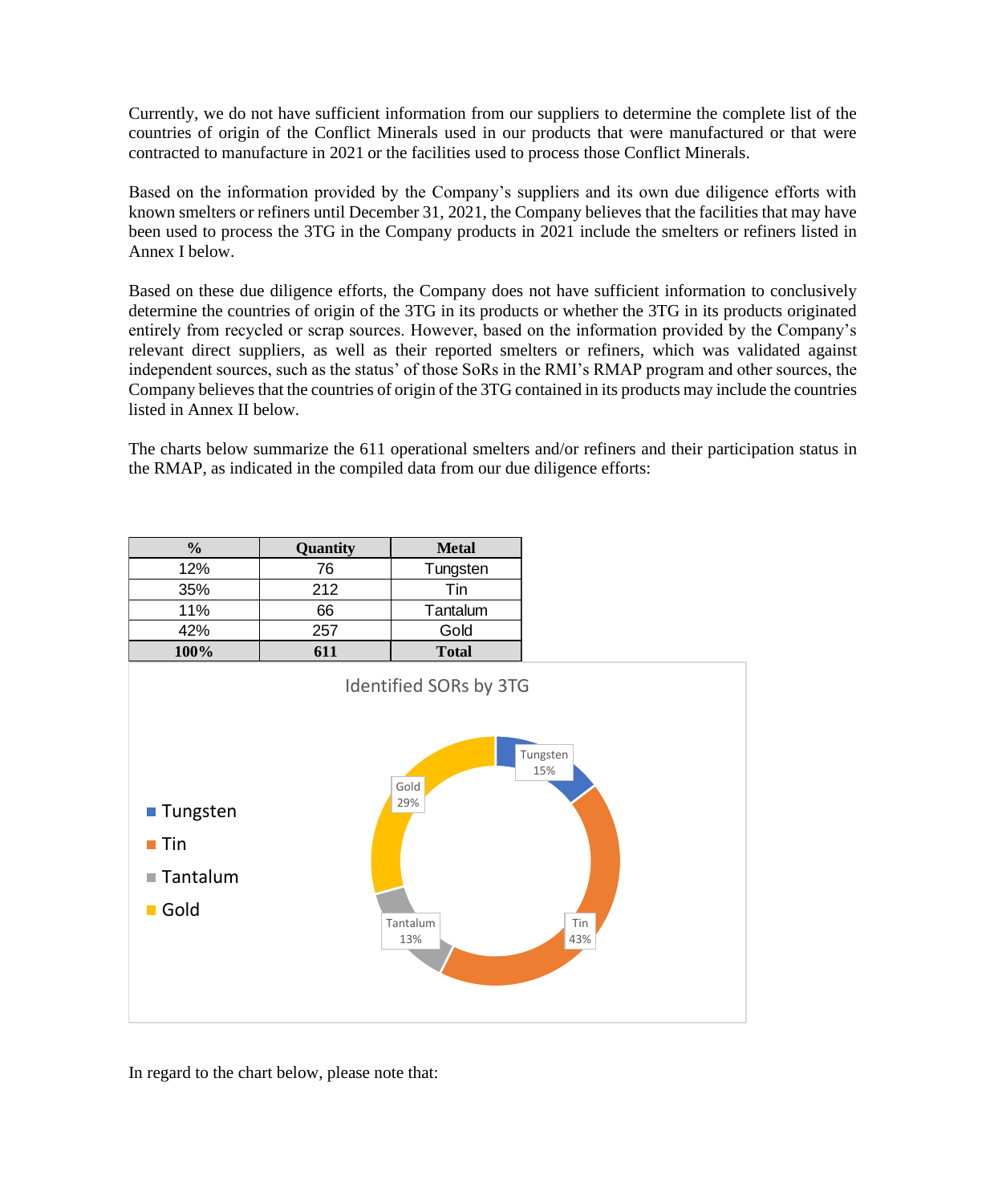Currently, we do not have sufficient information from our suppliers to determine the complete list of the countries of origin of the Conflict Minerals used in our products that were manufactured or that were contracted to manufacture in 2021 or the facilities used to process those Conflict Minerals.

Based on the information provided by the Company's suppliers and its own due diligence efforts with known smelters or refiners until December 31, 2021, the Company believes that the facilities that may have been used to process the 3TG in the Company products in 2021 include the smelters or refiners listed in Annex I below.

Based on these due diligence efforts, the Company does not have sufficient information to conclusively determine the countries of origin of the 3TG in its products or whether the 3TG in its products originated entirely from recycled or scrap sources. However, based on the information provided by the Company's relevant direct suppliers, as well as their reported smelters or refiners, which was validated against independent sources, such as the status' of those SoRs in the RMI's RMAP program and other sources, the Company believes that the countries of origin of the 3TG contained in its products may include the countries listed in Annex II below.

The charts below summarize the 611 operational smelters and/or refiners and their participation status in the RMAP, as indicated in the compiled data from our due diligence efforts:

| % | Quantity | Metal |
|---|---|---|
| 12% | 76 | Tungsten |
| 35% | 212 | Tin |
| 11% | 66 | Tantalum |
| 42% | 257 | Gold |
| **100%** | **611** | **Total** |

Identified SORs by 3TG

- Tungsten 15%
- Tin 43%
- Tantalum 13%
- Gold 29%

In regard to the chart below, please note that: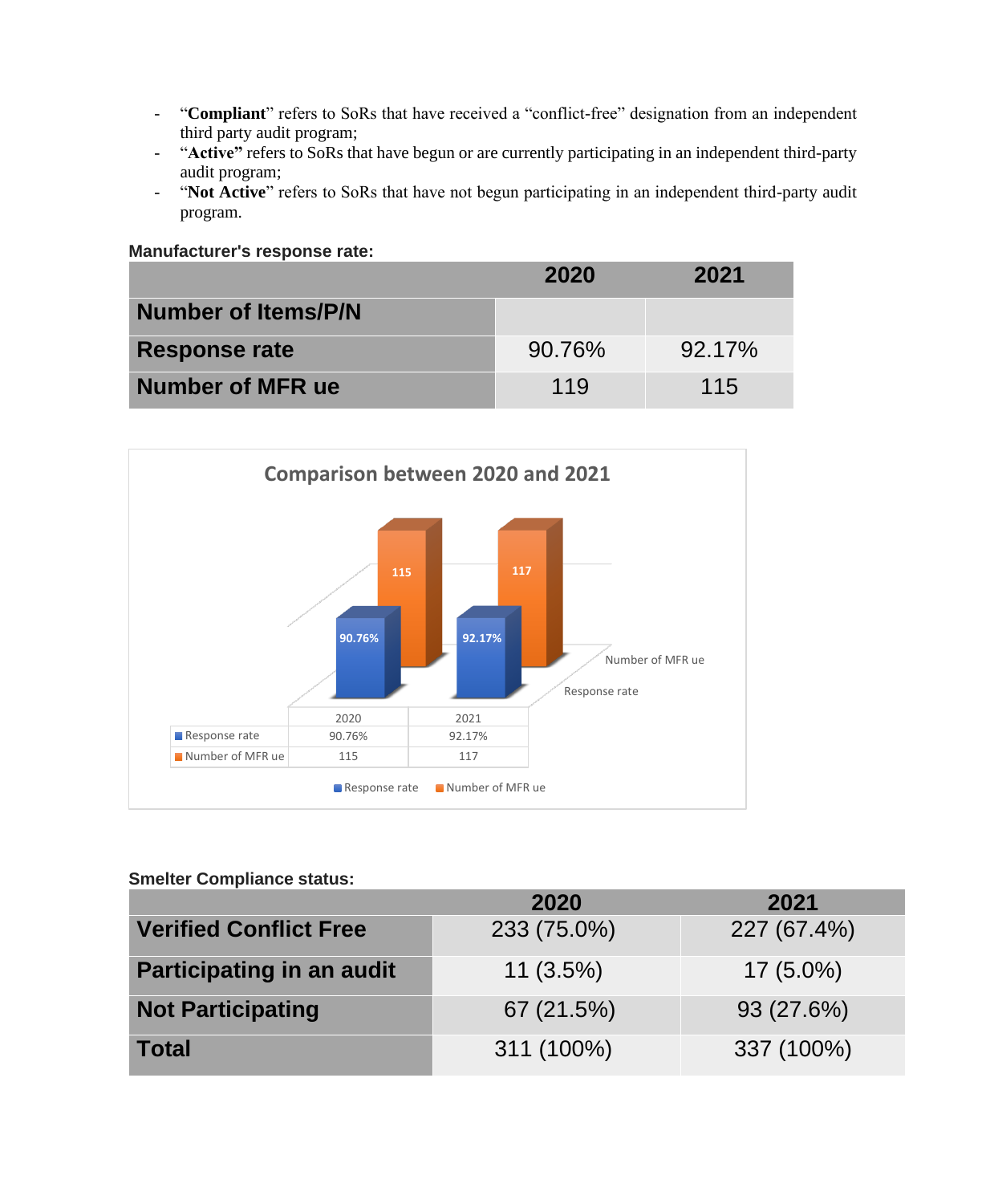- "**Compliant**" refers to SoRs that have received a "conflict-free" designation from an independent third party audit program;
- "**Active"** refers to SoRs that have begun or are currently participating in an independent third-party audit program;
- "**Not Active**" refers to SoRs that have not begun participating in an independent third-party audit program.

**Manufacturer's response rate:**

| | 2020 | 2021 |
|---|---|---|
| **Number of Items/P/N** | | |
| **Response rate** | 90.76% | 92.17% |
| **Number of MFR ue** | 119 | 115 |

**Comparison between 2020 and 2021**

| | 2020 | 2021 |
|---|---|---|
| Response rate | 90.76% | 92.17% |
| Number of MFR ue | 115 | 117 |

**Smelter Compliance status:**

| | 2020 | 2021 |
|---|---|---|
| **Verified Conflict Free** | 233 (75.0%) | 227 (67.4%) |
| **Participating in an audit** | 11 (3.5%) | 17 (5.0%) |
| **Not Participating** | 67 (21.5%) | 93 (27.6%) |
| **Total** | 311 (100%) | 337 (100%) |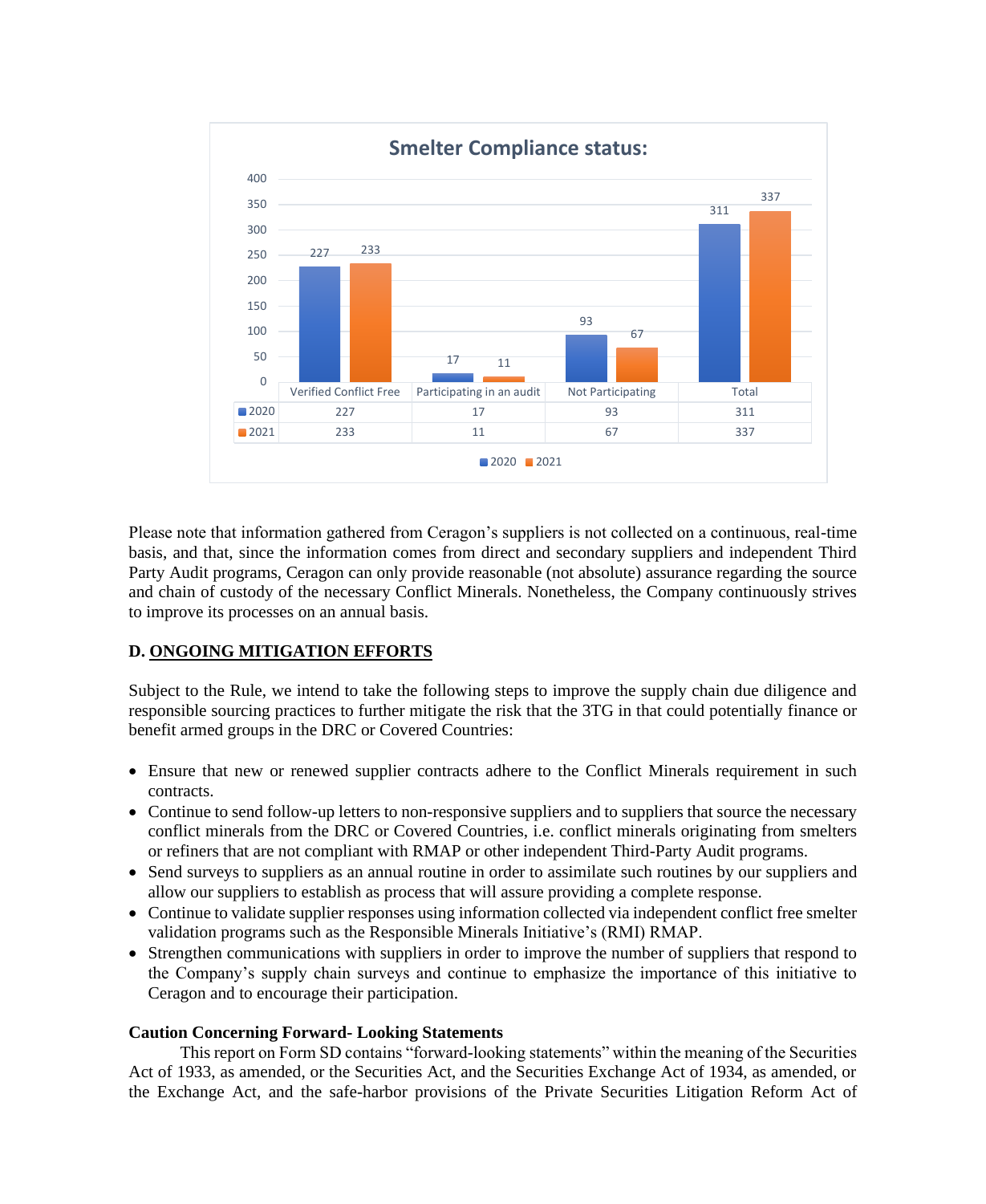**Smelter Compliance status:**

| | Verified Conflict Free | Participating in an audit | Not Participating | Total |
|---|---|---|---|---|
| 2020 | 227 | 17 | 93 | 311 |
| 2021 | 233 | 11 | 67 | 337 |

Please note that information gathered from Ceragon's suppliers is not collected on a continuous, real-time basis, and that, since the information comes from direct and secondary suppliers and independent Third Party Audit programs, Ceragon can only provide reasonable (not absolute) assurance regarding the source and chain of custody of the necessary Conflict Minerals. Nonetheless, the Company continuously strives to improve its processes on an annual basis.

## D. ONGOING MITIGATION EFFORTS

Subject to the Rule, we intend to take the following steps to improve the supply chain due diligence and responsible sourcing practices to further mitigate the risk that the 3TG in that could potentially finance or benefit armed groups in the DRC or Covered Countries:

- Ensure that new or renewed supplier contracts adhere to the Conflict Minerals requirement in such contracts.
- Continue to send follow-up letters to non-responsive suppliers and to suppliers that source the necessary conflict minerals from the DRC or Covered Countries, i.e. conflict minerals originating from smelters or refiners that are not compliant with RMAP or other independent Third-Party Audit programs.
- Send surveys to suppliers as an annual routine in order to assimilate such routines by our suppliers and allow our suppliers to establish as process that will assure providing a complete response.
- Continue to validate supplier responses using information collected via independent conflict free smelter validation programs such as the Responsible Minerals Initiative's (RMI) RMAP.
- Strengthen communications with suppliers in order to improve the number of suppliers that respond to the Company's supply chain surveys and continue to emphasize the importance of this initiative to Ceragon and to encourage their participation.

**Caution Concerning Forward- Looking Statements**

This report on Form SD contains "forward-looking statements" within the meaning of the Securities Act of 1933, as amended, or the Securities Act, and the Securities Exchange Act of 1934, as amended, or the Exchange Act, and the safe-harbor provisions of the Private Securities Litigation Reform Act of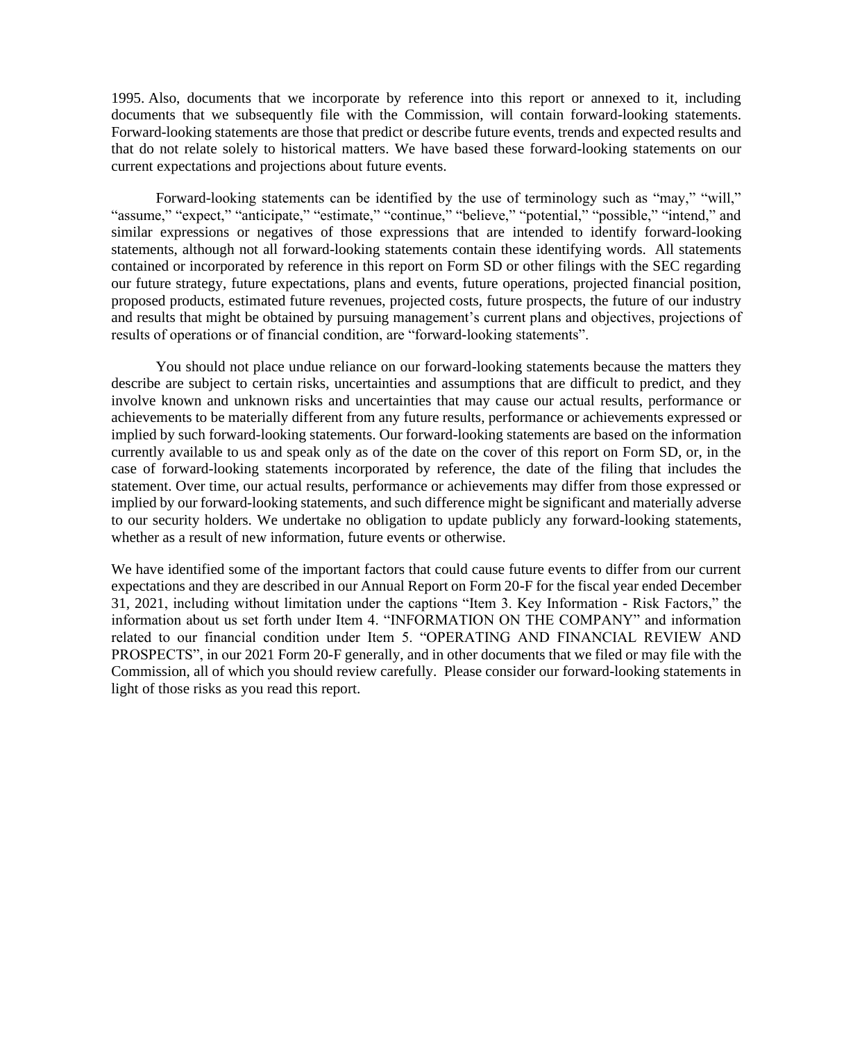1995. Also, documents that we incorporate by reference into this report or annexed to it, including documents that we subsequently file with the Commission, will contain forward-looking statements. Forward-looking statements are those that predict or describe future events, trends and expected results and that do not relate solely to historical matters. We have based these forward-looking statements on our current expectations and projections about future events.

Forward-looking statements can be identified by the use of terminology such as "may," "will," "assume," "expect," "anticipate," "estimate," "continue," "believe," "potential," "possible," "intend," and similar expressions or negatives of those expressions that are intended to identify forward-looking statements, although not all forward-looking statements contain these identifying words. All statements contained or incorporated by reference in this report on Form SD or other filings with the SEC regarding our future strategy, future expectations, plans and events, future operations, projected financial position, proposed products, estimated future revenues, projected costs, future prospects, the future of our industry and results that might be obtained by pursuing management's current plans and objectives, projections of results of operations or of financial condition, are "forward-looking statements".

You should not place undue reliance on our forward-looking statements because the matters they describe are subject to certain risks, uncertainties and assumptions that are difficult to predict, and they involve known and unknown risks and uncertainties that may cause our actual results, performance or achievements to be materially different from any future results, performance or achievements expressed or implied by such forward-looking statements. Our forward-looking statements are based on the information currently available to us and speak only as of the date on the cover of this report on Form SD, or, in the case of forward-looking statements incorporated by reference, the date of the filing that includes the statement. Over time, our actual results, performance or achievements may differ from those expressed or implied by our forward-looking statements, and such difference might be significant and materially adverse to our security holders. We undertake no obligation to update publicly any forward-looking statements, whether as a result of new information, future events or otherwise.

We have identified some of the important factors that could cause future events to differ from our current expectations and they are described in our Annual Report on Form 20-F for the fiscal year ended December 31, 2021, including without limitation under the captions "Item 3. Key Information - Risk Factors," the information about us set forth under Item 4. "INFORMATION ON THE COMPANY" and information related to our financial condition under Item 5. "OPERATING AND FINANCIAL REVIEW AND PROSPECTS", in our 2021 Form 20-F generally, and in other documents that we filed or may file with the Commission, all of which you should review carefully. Please consider our forward-looking statements in light of those risks as you read this report.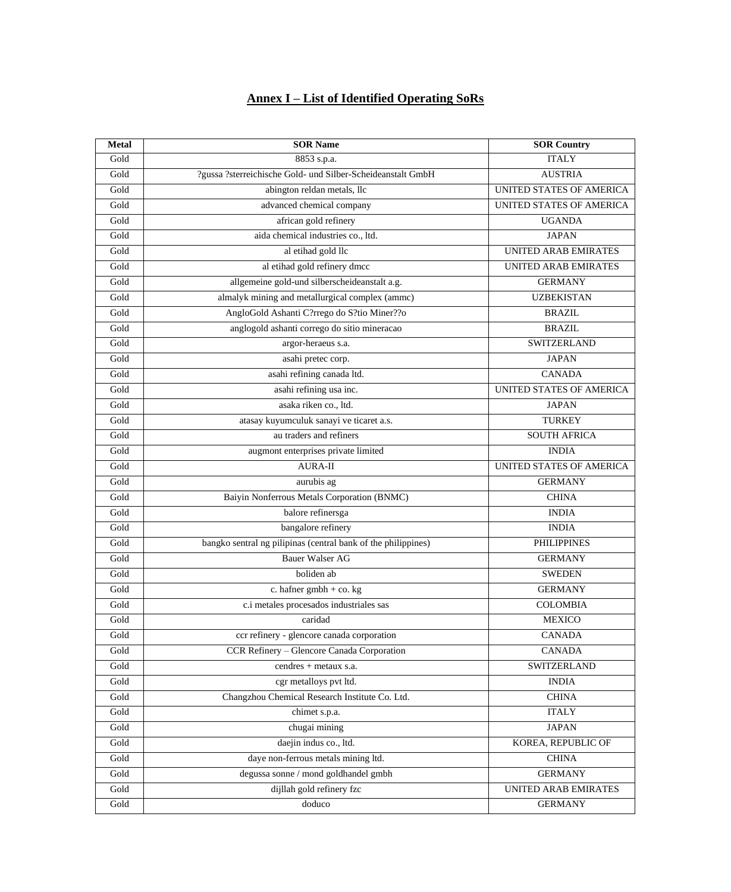## Annex I – List of Identified Operating SoRs

| Metal | SOR Name | SOR Country |
|---|---|---|
| Gold | 8853 s.p.a. | ITALY |
| Gold | ?gussa ?sterreichische Gold- und Silber-Scheideanstalt GmbH | AUSTRIA |
| Gold | abington reldan metals, llc | UNITED STATES OF AMERICA |
| Gold | advanced chemical company | UNITED STATES OF AMERICA |
| Gold | african gold refinery | UGANDA |
| Gold | aida chemical industries co., ltd. | JAPAN |
| Gold | al etihad gold llc | UNITED ARAB EMIRATES |
| Gold | al etihad gold refinery dmcc | UNITED ARAB EMIRATES |
| Gold | allgemeine gold-und silberscheideanstalt a.g. | GERMANY |
| Gold | almalyk mining and metallurgical complex (ammc) | UZBEKISTAN |
| Gold | AngloGold Ashanti C?rrego do S?tio Miner??o | BRAZIL |
| Gold | anglogold ashanti corrego do sitio mineracao | BRAZIL |
| Gold | argor-heraeus s.a. | SWITZERLAND |
| Gold | asahi pretec corp. | JAPAN |
| Gold | asahi refining canada ltd. | CANADA |
| Gold | asahi refining usa inc. | UNITED STATES OF AMERICA |
| Gold | asaka riken co., ltd. | JAPAN |
| Gold | atasay kuyumculuk sanayi ve ticaret a.s. | TURKEY |
| Gold | au traders and refiners | SOUTH AFRICA |
| Gold | augmont enterprises private limited | INDIA |
| Gold | AURA-II | UNITED STATES OF AMERICA |
| Gold | aurubis ag | GERMANY |
| Gold | Baiyin Nonferrous Metals Corporation (BNMC) | CHINA |
| Gold | balore refinersga | INDIA |
| Gold | bangalore refinery | INDIA |
| Gold | bangko sentral ng pilipinas (central bank of the philippines) | PHILIPPINES |
| Gold | Bauer Walser AG | GERMANY |
| Gold | boliden ab | SWEDEN |
| Gold | c. hafner gmbh + co. kg | GERMANY |
| Gold | c.i metales procesados industriales sas | COLOMBIA |
| Gold | caridad | MEXICO |
| Gold | ccr refinery - glencore canada corporation | CANADA |
| Gold | CCR Refinery – Glencore Canada Corporation | CANADA |
| Gold | cendres + metaux s.a. | SWITZERLAND |
| Gold | cgr metalloys pvt ltd. | INDIA |
| Gold | Changzhou Chemical Research Institute Co. Ltd. | CHINA |
| Gold | chimet s.p.a. | ITALY |
| Gold | chugai mining | JAPAN |
| Gold | daejin indus co., ltd. | KOREA, REPUBLIC OF |
| Gold | daye non-ferrous metals mining ltd. | CHINA |
| Gold | degussa sonne / mond goldhandel gmbh | GERMANY |
| Gold | dijllah gold refinery fzc | UNITED ARAB EMIRATES |
| Gold | doduco | GERMANY |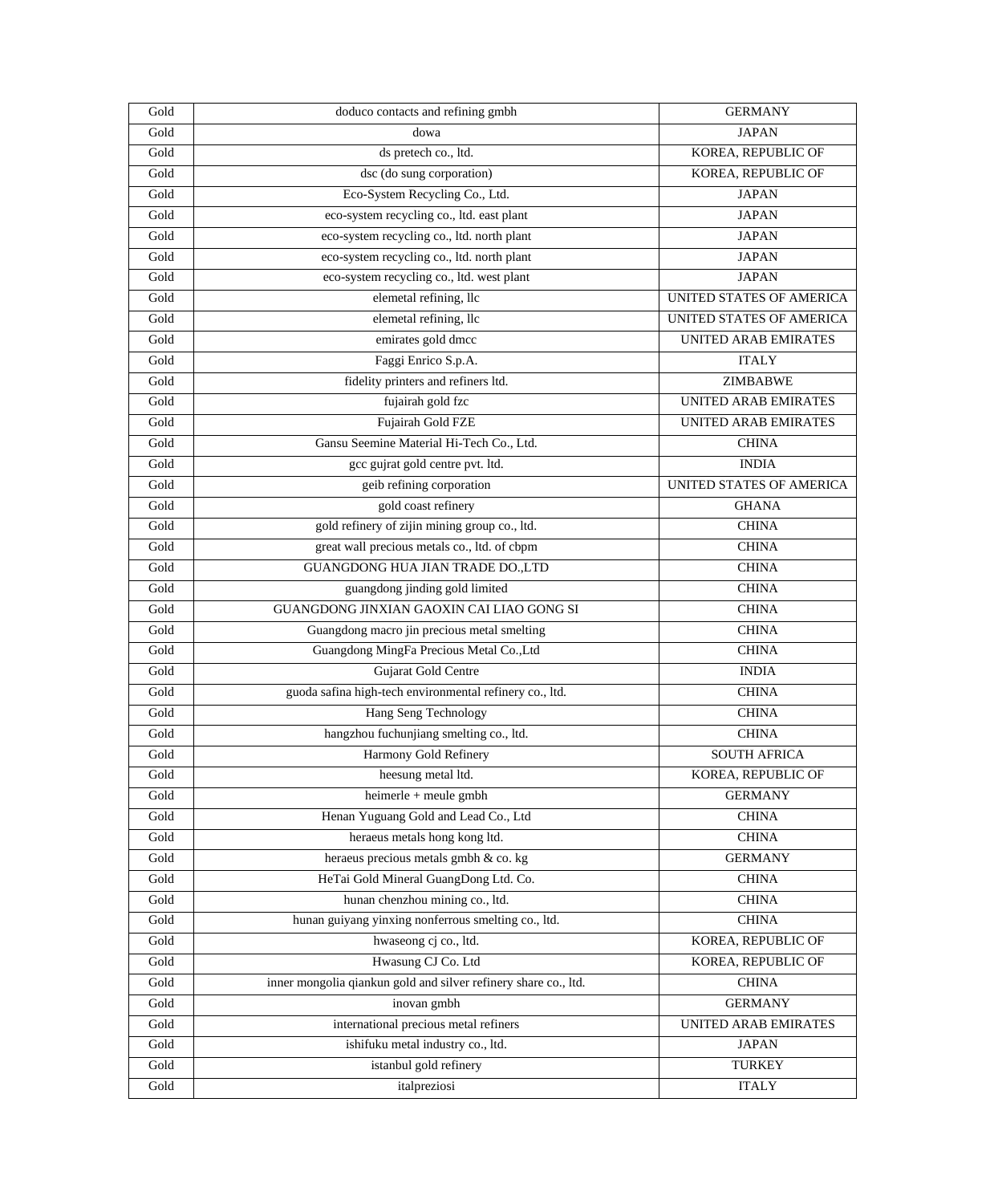| Gold | doduco contacts and refining gmbh | GERMANY |
|---|---|---|
| Gold | dowa | JAPAN |
| Gold | ds pretech co., ltd. | KOREA, REPUBLIC OF |
| Gold | dsc (do sung corporation) | KOREA, REPUBLIC OF |
| Gold | Eco-System Recycling Co., Ltd. | JAPAN |
| Gold | eco-system recycling co., ltd. east plant | JAPAN |
| Gold | eco-system recycling co., ltd. north plant | JAPAN |
| Gold | eco-system recycling co., ltd. north plant | JAPAN |
| Gold | eco-system recycling co., ltd. west plant | JAPAN |
| Gold | elemetal refining, llc | UNITED STATES OF AMERICA |
| Gold | elemetal refining, llc | UNITED STATES OF AMERICA |
| Gold | emirates gold dmcc | UNITED ARAB EMIRATES |
| Gold | Faggi Enrico S.p.A. | ITALY |
| Gold | fidelity printers and refiners ltd. | ZIMBABWE |
| Gold | fujairah gold fzc | UNITED ARAB EMIRATES |
| Gold | Fujairah Gold FZE | UNITED ARAB EMIRATES |
| Gold | Gansu Seemine Material Hi-Tech Co., Ltd. | CHINA |
| Gold | gcc gujrat gold centre pvt. ltd. | INDIA |
| Gold | geib refining corporation | UNITED STATES OF AMERICA |
| Gold | gold coast refinery | GHANA |
| Gold | gold refinery of zijin mining group co., ltd. | CHINA |
| Gold | great wall precious metals co., ltd. of cbpm | CHINA |
| Gold | GUANGDONG HUA JIAN TRADE DO.,LTD | CHINA |
| Gold | guangdong jinding gold limited | CHINA |
| Gold | GUANGDONG JINXIAN GAOXIN CAI LIAO GONG SI | CHINA |
| Gold | Guangdong macro jin precious metal smelting | CHINA |
| Gold | Guangdong MingFa Precious Metal Co.,Ltd | CHINA |
| Gold | Gujarat Gold Centre | INDIA |
| Gold | guoda safina high-tech environmental refinery co., ltd. | CHINA |
| Gold | Hang Seng Technology | CHINA |
| Gold | hangzhou fuchunjiang smelting co., ltd. | CHINA |
| Gold | Harmony Gold Refinery | SOUTH AFRICA |
| Gold | heesung metal ltd. | KOREA, REPUBLIC OF |
| Gold | heimerle + meule gmbh | GERMANY |
| Gold | Henan Yuguang Gold and Lead Co., Ltd | CHINA |
| Gold | heraeus metals hong kong ltd. | CHINA |
| Gold | heraeus precious metals gmbh & co. kg | GERMANY |
| Gold | HeTai Gold Mineral GuangDong Ltd. Co. | CHINA |
| Gold | hunan chenzhou mining co., ltd. | CHINA |
| Gold | hunan guiyang yinxing nonferrous smelting co., ltd. | CHINA |
| Gold | hwaseong cj co., ltd. | KOREA, REPUBLIC OF |
| Gold | Hwasung CJ Co. Ltd | KOREA, REPUBLIC OF |
| Gold | inner mongolia qiankun gold and silver refinery share co., ltd. | CHINA |
| Gold | inovan gmbh | GERMANY |
| Gold | international precious metal refiners | UNITED ARAB EMIRATES |
| Gold | ishifuku metal industry co., ltd. | JAPAN |
| Gold | istanbul gold refinery | TURKEY |
| Gold | italpreziosi | ITALY |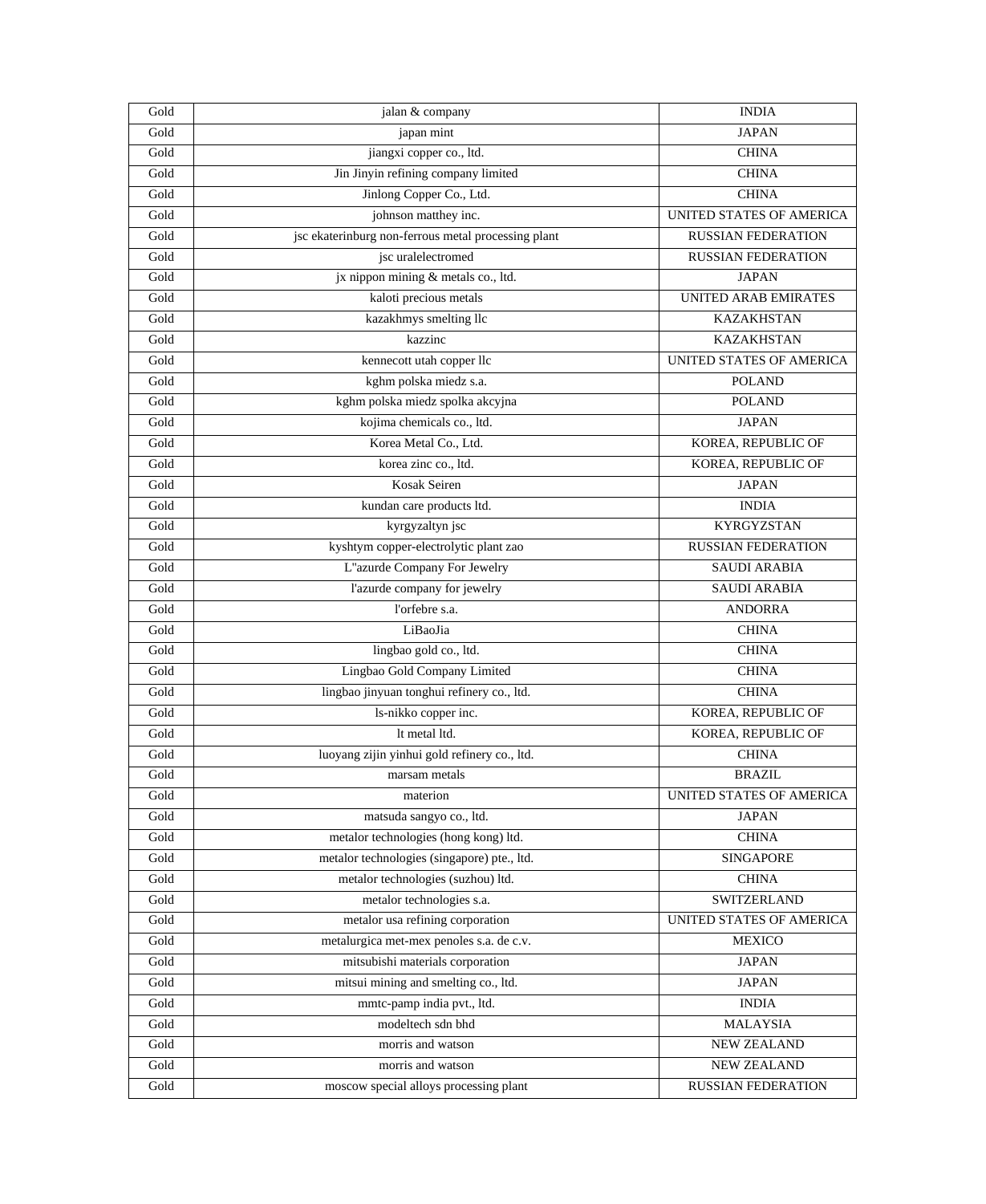| Gold | jalan & company | INDIA |
|---|---|---|
| Gold | japan mint | JAPAN |
| Gold | jiangxi copper co., ltd. | CHINA |
| Gold | Jin Jinyin refining company limited | CHINA |
| Gold | Jinlong Copper Co., Ltd. | CHINA |
| Gold | johnson matthey inc. | UNITED STATES OF AMERICA |
| Gold | jsc ekaterinburg non-ferrous metal processing plant | RUSSIAN FEDERATION |
| Gold | jsc uralelectromed | RUSSIAN FEDERATION |
| Gold | jx nippon mining & metals co., ltd. | JAPAN |
| Gold | kaloti precious metals | UNITED ARAB EMIRATES |
| Gold | kazakhmys smelting llc | KAZAKHSTAN |
| Gold | kazzinc | KAZAKHSTAN |
| Gold | kennecott utah copper llc | UNITED STATES OF AMERICA |
| Gold | kghm polska miedz s.a. | POLAND |
| Gold | kghm polska miedz spolka akcyjna | POLAND |
| Gold | kojima chemicals co., ltd. | JAPAN |
| Gold | Korea Metal Co., Ltd. | KOREA, REPUBLIC OF |
| Gold | korea zinc co., ltd. | KOREA, REPUBLIC OF |
| Gold | Kosak Seiren | JAPAN |
| Gold | kundan care products ltd. | INDIA |
| Gold | kyrgyzaltyn jsc | KYRGYZSTAN |
| Gold | kyshtym copper-electrolytic plant zao | RUSSIAN FEDERATION |
| Gold | L"azurde Company For Jewelry | SAUDI ARABIA |
| Gold | l'azurde company for jewelry | SAUDI ARABIA |
| Gold | l'orfebre s.a. | ANDORRA |
| Gold | LiBaoJia | CHINA |
| Gold | lingbao gold co., ltd. | CHINA |
| Gold | Lingbao Gold Company Limited | CHINA |
| Gold | lingbao jinyuan tonghui refinery co., ltd. | CHINA |
| Gold | ls-nikko copper inc. | KOREA, REPUBLIC OF |
| Gold | lt metal ltd. | KOREA, REPUBLIC OF |
| Gold | luoyang zijin yinhui gold refinery co., ltd. | CHINA |
| Gold | marsam metals | BRAZIL |
| Gold | materion | UNITED STATES OF AMERICA |
| Gold | matsuda sangyo co., ltd. | JAPAN |
| Gold | metalor technologies (hong kong) ltd. | CHINA |
| Gold | metalor technologies (singapore) pte., ltd. | SINGAPORE |
| Gold | metalor technologies (suzhou) ltd. | CHINA |
| Gold | metalor technologies s.a. | SWITZERLAND |
| Gold | metalor usa refining corporation | UNITED STATES OF AMERICA |
| Gold | metalurgica met-mex penoles s.a. de c.v. | MEXICO |
| Gold | mitsubishi materials corporation | JAPAN |
| Gold | mitsui mining and smelting co., ltd. | JAPAN |
| Gold | mmtc-pamp india pvt., ltd. | INDIA |
| Gold | modeltech sdn bhd | MALAYSIA |
| Gold | morris and watson | NEW ZEALAND |
| Gold | morris and watson | NEW ZEALAND |
| Gold | moscow special alloys processing plant | RUSSIAN FEDERATION |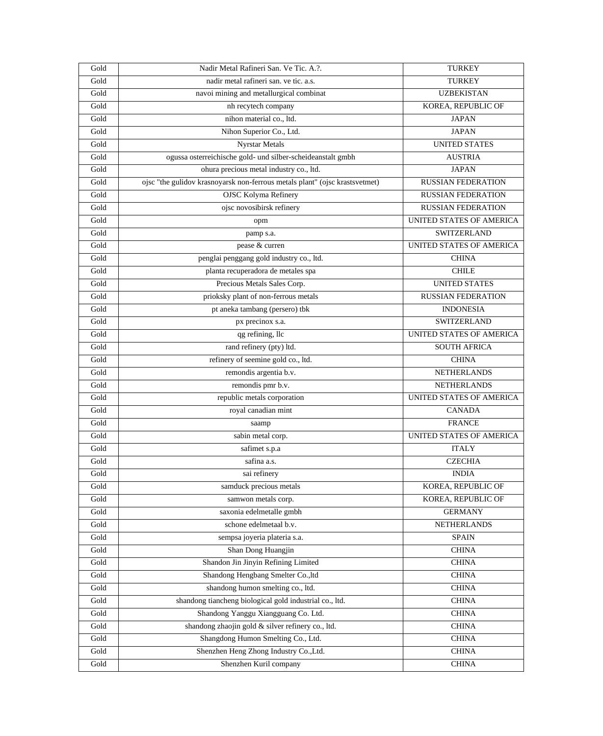| Gold | Nadir Metal Rafineri San. Ve Tic. A.?. | TURKEY |
|---|---|---|
| Gold | nadir metal rafineri san. ve tic. a.s. | TURKEY |
| Gold | navoi mining and metallurgical combinat | UZBEKISTAN |
| Gold | nh recytech company | KOREA, REPUBLIC OF |
| Gold | nihon material co., ltd. | JAPAN |
| Gold | Nihon Superior Co., Ltd. | JAPAN |
| Gold | Nyrstar Metals | UNITED STATES |
| Gold | ogussa osterreichische gold- und silber-scheideanstalt gmbh | AUSTRIA |
| Gold | ohura precious metal industry co., ltd. | JAPAN |
| Gold | ojsc "the gulidov krasnoyarsk non-ferrous metals plant" (ojsc krastsvetmet) | RUSSIAN FEDERATION |
| Gold | OJSC Kolyma Refinery | RUSSIAN FEDERATION |
| Gold | ojsc novosibirsk refinery | RUSSIAN FEDERATION |
| Gold | opm | UNITED STATES OF AMERICA |
| Gold | pamp s.a. | SWITZERLAND |
| Gold | pease & curren | UNITED STATES OF AMERICA |
| Gold | penglai penggang gold industry co., ltd. | CHINA |
| Gold | planta recuperadora de metales spa | CHILE |
| Gold | Precious Metals Sales Corp. | UNITED STATES |
| Gold | prioksky plant of non-ferrous metals | RUSSIAN FEDERATION |
| Gold | pt aneka tambang (persero) tbk | INDONESIA |
| Gold | px precinox s.a. | SWITZERLAND |
| Gold | qg refining, llc | UNITED STATES OF AMERICA |
| Gold | rand refinery (pty) ltd. | SOUTH AFRICA |
| Gold | refinery of seemine gold co., ltd. | CHINA |
| Gold | remondis argentia b.v. | NETHERLANDS |
| Gold | remondis pmr b.v. | NETHERLANDS |
| Gold | republic metals corporation | UNITED STATES OF AMERICA |
| Gold | royal canadian mint | CANADA |
| Gold | saamp | FRANCE |
| Gold | sabin metal corp. | UNITED STATES OF AMERICA |
| Gold | safimet s.p.a | ITALY |
| Gold | safina a.s. | CZECHIA |
| Gold | sai refinery | INDIA |
| Gold | samduck precious metals | KOREA, REPUBLIC OF |
| Gold | samwon metals corp. | KOREA, REPUBLIC OF |
| Gold | saxonia edelmetalle gmbh | GERMANY |
| Gold | schone edelmetaal b.v. | NETHERLANDS |
| Gold | sempsa joyeria plateria s.a. | SPAIN |
| Gold | Shan Dong Huangjin | CHINA |
| Gold | Shandon Jin Jinyin Refining Limited | CHINA |
| Gold | Shandong Hengbang Smelter Co.,ltd | CHINA |
| Gold | shandong humon smelting co., ltd. | CHINA |
| Gold | shandong tiancheng biological gold industrial co., ltd. | CHINA |
| Gold | Shandong Yanggu Xiangguang Co. Ltd. | CHINA |
| Gold | shandong zhaojin gold & silver refinery co., ltd. | CHINA |
| Gold | Shangdong Humon Smelting Co., Ltd. | CHINA |
| Gold | Shenzhen Heng Zhong Industry Co.,Ltd. | CHINA |
| Gold | Shenzhen Kuril company | CHINA |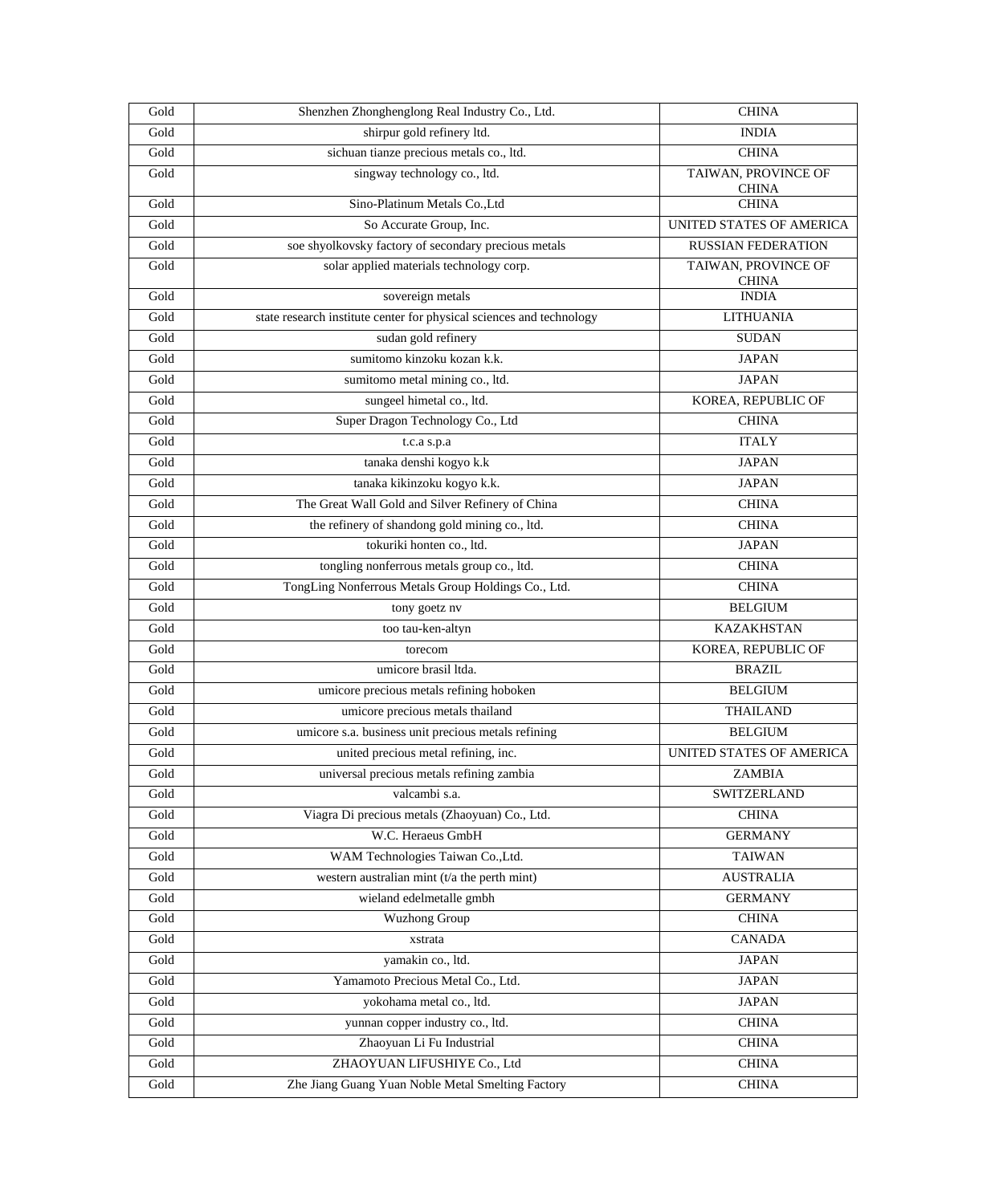| | | |
|---|---|---|
| Gold | Shenzhen Zhonghenglong Real Industry Co., Ltd. | CHINA |
| Gold | shirpur gold refinery ltd. | INDIA |
| Gold | sichuan tianze precious metals co., ltd. | CHINA |
| Gold | singway technology co., ltd. | TAIWAN, PROVINCE OF CHINA |
| Gold | Sino-Platinum Metals Co.,Ltd | CHINA |
| Gold | So Accurate Group, Inc. | UNITED STATES OF AMERICA |
| Gold | soe shyolkovsky factory of secondary precious metals | RUSSIAN FEDERATION |
| Gold | solar applied materials technology corp. | TAIWAN, PROVINCE OF CHINA |
| Gold | sovereign metals | INDIA |
| Gold | state research institute center for physical sciences and technology | LITHUANIA |
| Gold | sudan gold refinery | SUDAN |
| Gold | sumitomo kinzoku kozan k.k. | JAPAN |
| Gold | sumitomo metal mining co., ltd. | JAPAN |
| Gold | sungeel himetal co., ltd. | KOREA, REPUBLIC OF |
| Gold | Super Dragon Technology Co., Ltd | CHINA |
| Gold | t.c.a s.p.a | ITALY |
| Gold | tanaka denshi kogyo k.k | JAPAN |
| Gold | tanaka kikinzoku kogyo k.k. | JAPAN |
| Gold | The Great Wall Gold and Silver Refinery of China | CHINA |
| Gold | the refinery of shandong gold mining co., ltd. | CHINA |
| Gold | tokuriki honten co., ltd. | JAPAN |
| Gold | tongling nonferrous metals group co., ltd. | CHINA |
| Gold | TongLing Nonferrous Metals Group Holdings Co., Ltd. | CHINA |
| Gold | tony goetz nv | BELGIUM |
| Gold | too tau-ken-altyn | KAZAKHSTAN |
| Gold | torecom | KOREA, REPUBLIC OF |
| Gold | umicore brasil ltda. | BRAZIL |
| Gold | umicore precious metals refining hoboken | BELGIUM |
| Gold | umicore precious metals thailand | THAILAND |
| Gold | umicore s.a. business unit precious metals refining | BELGIUM |
| Gold | united precious metal refining, inc. | UNITED STATES OF AMERICA |
| Gold | universal precious metals refining zambia | ZAMBIA |
| Gold | valcambi s.a. | SWITZERLAND |
| Gold | Viagra Di precious metals (Zhaoyuan) Co., Ltd. | CHINA |
| Gold | W.C. Heraeus GmbH | GERMANY |
| Gold | WAM Technologies Taiwan Co.,Ltd. | TAIWAN |
| Gold | western australian mint (t/a the perth mint) | AUSTRALIA |
| Gold | wieland edelmetalle gmbh | GERMANY |
| Gold | Wuzhong Group | CHINA |
| Gold | xstrata | CANADA |
| Gold | yamakin co., ltd. | JAPAN |
| Gold | Yamamoto Precious Metal Co., Ltd. | JAPAN |
| Gold | yokohama metal co., ltd. | JAPAN |
| Gold | yunnan copper industry co., ltd. | CHINA |
| Gold | Zhaoyuan Li Fu Industrial | CHINA |
| Gold | ZHAOYUAN LIFUSHIYE Co., Ltd | CHINA |
| Gold | Zhe Jiang Guang Yuan Noble Metal Smelting Factory | CHINA |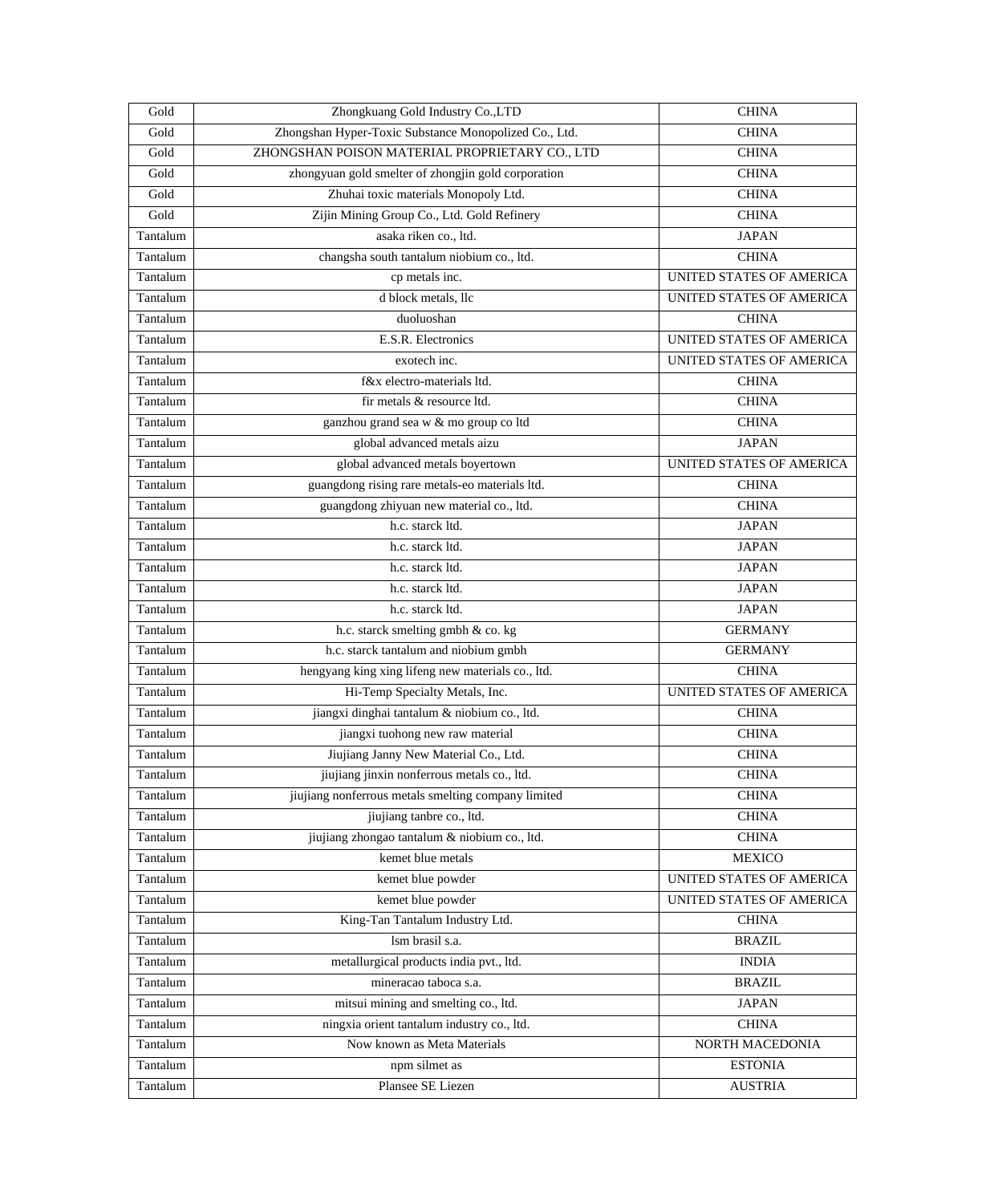| Gold | Zhongkuang Gold Industry Co.,LTD | CHINA |
|---|---|---|
| Gold | Zhongshan Hyper-Toxic Substance Monopolized Co., Ltd. | CHINA |
| Gold | ZHONGSHAN POISON MATERIAL PROPRIETARY CO., LTD | CHINA |
| Gold | zhongyuan gold smelter of zhongjin gold corporation | CHINA |
| Gold | Zhuhai toxic materials Monopoly Ltd. | CHINA |
| Gold | Zijin Mining Group Co., Ltd. Gold Refinery | CHINA |
| Tantalum | asaka riken co., ltd. | JAPAN |
| Tantalum | changsha south tantalum niobium co., ltd. | CHINA |
| Tantalum | cp metals inc. | UNITED STATES OF AMERICA |
| Tantalum | d block metals, llc | UNITED STATES OF AMERICA |
| Tantalum | duoluoshan | CHINA |
| Tantalum | E.S.R. Electronics | UNITED STATES OF AMERICA |
| Tantalum | exotech inc. | UNITED STATES OF AMERICA |
| Tantalum | f&x electro-materials ltd. | CHINA |
| Tantalum | fir metals & resource ltd. | CHINA |
| Tantalum | ganzhou grand sea w & mo group co ltd | CHINA |
| Tantalum | global advanced metals aizu | JAPAN |
| Tantalum | global advanced metals boyertown | UNITED STATES OF AMERICA |
| Tantalum | guangdong rising rare metals-eo materials ltd. | CHINA |
| Tantalum | guangdong zhiyuan new material co., ltd. | CHINA |
| Tantalum | h.c. starck ltd. | JAPAN |
| Tantalum | h.c. starck ltd. | JAPAN |
| Tantalum | h.c. starck ltd. | JAPAN |
| Tantalum | h.c. starck ltd. | JAPAN |
| Tantalum | h.c. starck ltd. | JAPAN |
| Tantalum | h.c. starck smelting gmbh & co. kg | GERMANY |
| Tantalum | h.c. starck tantalum and niobium gmbh | GERMANY |
| Tantalum | hengyang king xing lifeng new materials co., ltd. | CHINA |
| Tantalum | Hi-Temp Specialty Metals, Inc. | UNITED STATES OF AMERICA |
| Tantalum | jiangxi dinghai tantalum & niobium co., ltd. | CHINA |
| Tantalum | jiangxi tuohong new raw material | CHINA |
| Tantalum | Jiujiang Janny New Material Co., Ltd. | CHINA |
| Tantalum | jiujiang jinxin nonferrous metals co., ltd. | CHINA |
| Tantalum | jiujiang nonferrous metals smelting company limited | CHINA |
| Tantalum | jiujiang tanbre co., ltd. | CHINA |
| Tantalum | jiujiang zhongao tantalum & niobium co., ltd. | CHINA |
| Tantalum | kemet blue metals | MEXICO |
| Tantalum | kemet blue powder | UNITED STATES OF AMERICA |
| Tantalum | kemet blue powder | UNITED STATES OF AMERICA |
| Tantalum | King-Tan Tantalum Industry Ltd. | CHINA |
| Tantalum | lsm brasil s.a. | BRAZIL |
| Tantalum | metallurgical products india pvt., ltd. | INDIA |
| Tantalum | mineracao taboca s.a. | BRAZIL |
| Tantalum | mitsui mining and smelting co., ltd. | JAPAN |
| Tantalum | ningxia orient tantalum industry co., ltd. | CHINA |
| Tantalum | Now known as Meta Materials | NORTH MACEDONIA |
| Tantalum | npm silmet as | ESTONIA |
| Tantalum | Plansee SE Liezen | AUSTRIA |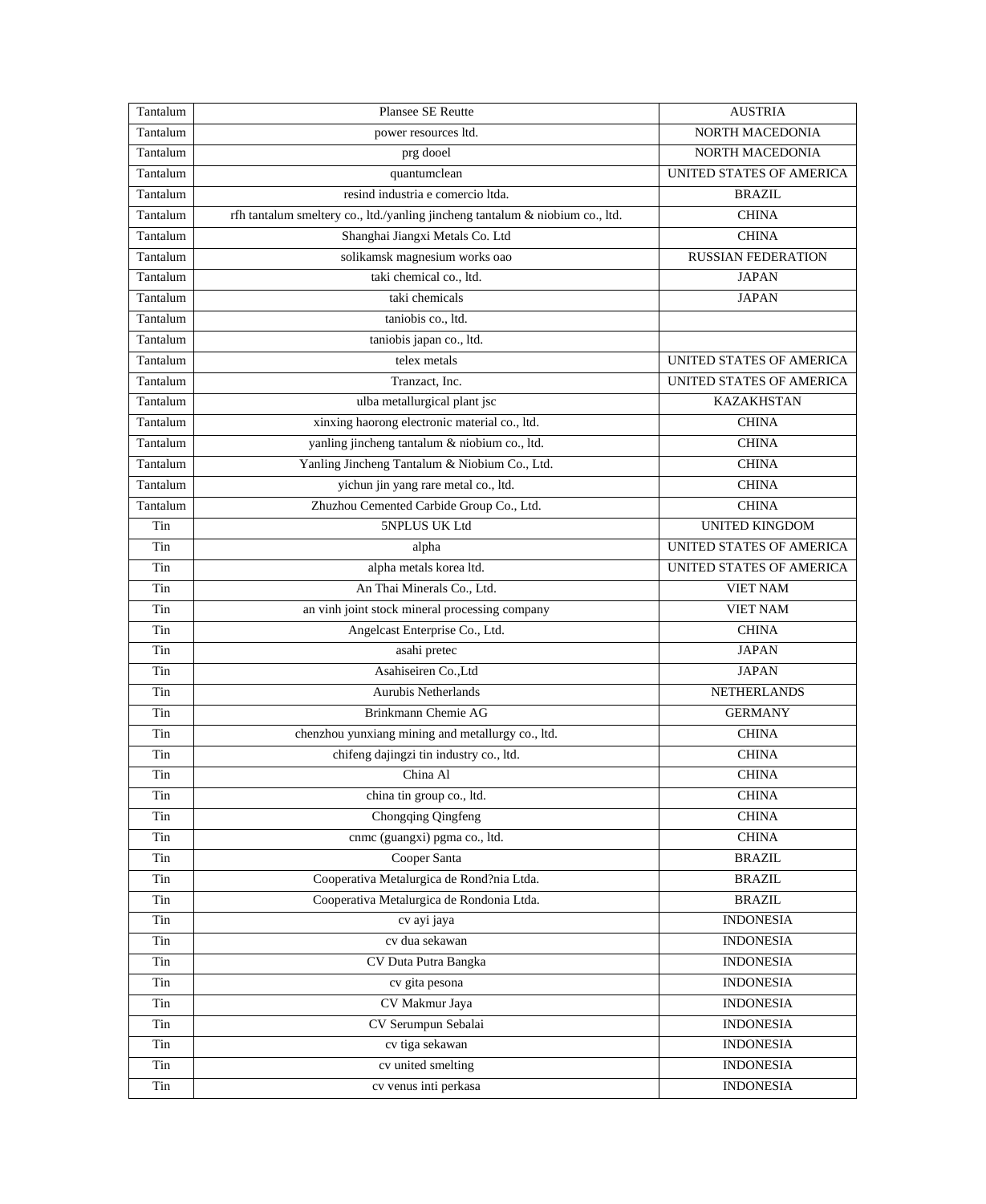| Tantalum | Plansee SE Reutte | AUSTRIA |
|---|---|---|
| Tantalum | power resources ltd. | NORTH MACEDONIA |
| Tantalum | prg dooel | NORTH MACEDONIA |
| Tantalum | quantumclean | UNITED STATES OF AMERICA |
| Tantalum | resind industria e comercio ltda. | BRAZIL |
| Tantalum | rfh tantalum smeltery co., ltd./yanling jincheng tantalum & niobium co., ltd. | CHINA |
| Tantalum | Shanghai Jiangxi Metals Co. Ltd | CHINA |
| Tantalum | solikamsk magnesium works oao | RUSSIAN FEDERATION |
| Tantalum | taki chemical co., ltd. | JAPAN |
| Tantalum | taki chemicals | JAPAN |
| Tantalum | taniobis co., ltd. | |
| Tantalum | taniobis japan co., ltd. | |
| Tantalum | telex metals | UNITED STATES OF AMERICA |
| Tantalum | Tranzact, Inc. | UNITED STATES OF AMERICA |
| Tantalum | ulba metallurgical plant jsc | KAZAKHSTAN |
| Tantalum | xinxing haorong electronic material co., ltd. | CHINA |
| Tantalum | yanling jincheng tantalum & niobium co., ltd. | CHINA |
| Tantalum | Yanling Jincheng Tantalum & Niobium Co., Ltd. | CHINA |
| Tantalum | yichun jin yang rare metal co., ltd. | CHINA |
| Tantalum | Zhuzhou Cemented Carbide Group Co., Ltd. | CHINA |
| Tin | 5NPLUS UK Ltd | UNITED KINGDOM |
| Tin | alpha | UNITED STATES OF AMERICA |
| Tin | alpha metals korea ltd. | UNITED STATES OF AMERICA |
| Tin | An Thai Minerals Co., Ltd. | VIET NAM |
| Tin | an vinh joint stock mineral processing company | VIET NAM |
| Tin | Angelcast Enterprise Co., Ltd. | CHINA |
| Tin | asahi pretec | JAPAN |
| Tin | Asahiseiren Co.,Ltd | JAPAN |
| Tin | Aurubis Netherlands | NETHERLANDS |
| Tin | Brinkmann Chemie AG | GERMANY |
| Tin | chenzhou yunxiang mining and metallurgy co., ltd. | CHINA |
| Tin | chifeng dajingzi tin industry co., ltd. | CHINA |
| Tin | China Al | CHINA |
| Tin | china tin group co., ltd. | CHINA |
| Tin | Chongqing Qingfeng | CHINA |
| Tin | cnmc (guangxi) pgma co., ltd. | CHINA |
| Tin | Cooper Santa | BRAZIL |
| Tin | Cooperativa Metalurgica de Rond?nia Ltda. | BRAZIL |
| Tin | Cooperativa Metalurgica de Rondonia Ltda. | BRAZIL |
| Tin | cv ayi jaya | INDONESIA |
| Tin | cv dua sekawan | INDONESIA |
| Tin | CV Duta Putra Bangka | INDONESIA |
| Tin | cv gita pesona | INDONESIA |
| Tin | CV Makmur Jaya | INDONESIA |
| Tin | CV Serumpun Sebalai | INDONESIA |
| Tin | cv tiga sekawan | INDONESIA |
| Tin | cv united smelting | INDONESIA |
| Tin | cv venus inti perkasa | INDONESIA |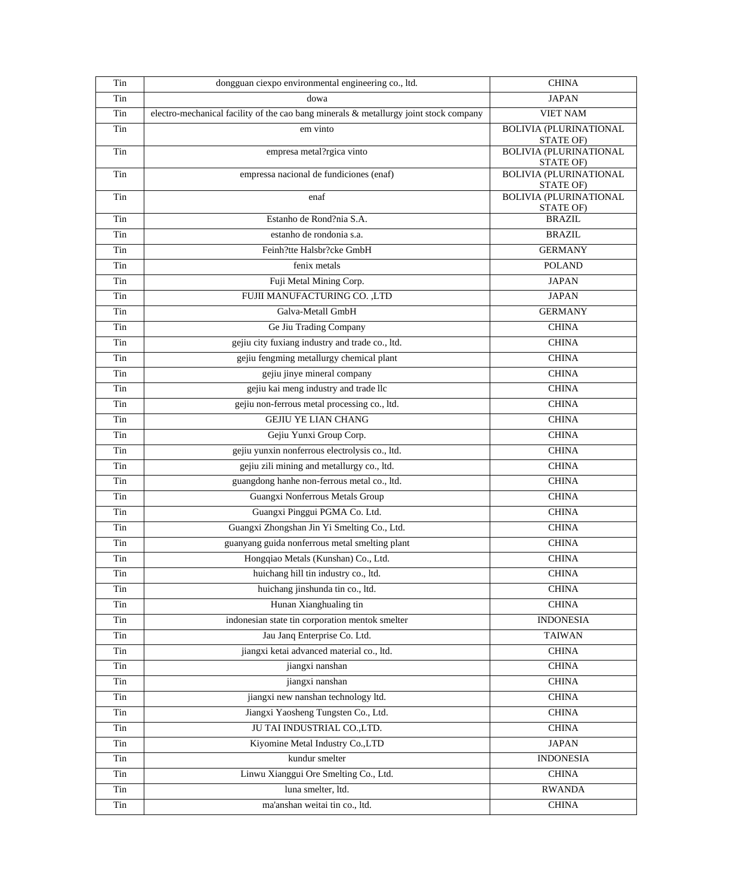| Tin | dongguan ciexpo environmental engineering co., ltd. | CHINA |
|---|---|---|
| Tin | dowa | JAPAN |
| Tin | electro-mechanical facility of the cao bang minerals & metallurgy joint stock company | VIET NAM |
| Tin | em vinto | BOLIVIA (PLURINATIONAL STATE OF) |
| Tin | empresa metal?rgica vinto | BOLIVIA (PLURINATIONAL STATE OF) |
| Tin | empressa nacional de fundiciones (enaf) | BOLIVIA (PLURINATIONAL STATE OF) |
| Tin | enaf | BOLIVIA (PLURINATIONAL STATE OF) |
| Tin | Estanho de Rond?nia S.A. | BRAZIL |
| Tin | estanho de rondonia s.a. | BRAZIL |
| Tin | Feinh?tte Halsbr?cke GmbH | GERMANY |
| Tin | fenix metals | POLAND |
| Tin | Fuji Metal Mining Corp. | JAPAN |
| Tin | FUJII MANUFACTURING CO. ,LTD | JAPAN |
| Tin | Galva-Metall GmbH | GERMANY |
| Tin | Ge Jiu Trading Company | CHINA |
| Tin | gejiu city fuxiang industry and trade co., ltd. | CHINA |
| Tin | gejiu fengming metallurgy chemical plant | CHINA |
| Tin | gejiu jinye mineral company | CHINA |
| Tin | gejiu kai meng industry and trade llc | CHINA |
| Tin | gejiu non-ferrous metal processing co., ltd. | CHINA |
| Tin | GEJIU YE LIAN CHANG | CHINA |
| Tin | Gejiu Yunxi Group Corp. | CHINA |
| Tin | gejiu yunxin nonferrous electrolysis co., ltd. | CHINA |
| Tin | gejiu zili mining and metallurgy co., ltd. | CHINA |
| Tin | guangdong hanhe non-ferrous metal co., ltd. | CHINA |
| Tin | Guangxi Nonferrous Metals Group | CHINA |
| Tin | Guangxi Pinggui PGMA Co. Ltd. | CHINA |
| Tin | Guangxi Zhongshan Jin Yi Smelting Co., Ltd. | CHINA |
| Tin | guanyang guida nonferrous metal smelting plant | CHINA |
| Tin | Hongqiao Metals (Kunshan) Co., Ltd. | CHINA |
| Tin | huichang hill tin industry co., ltd. | CHINA |
| Tin | huichang jinshunda tin co., ltd. | CHINA |
| Tin | Hunan Xianghualing tin | CHINA |
| Tin | indonesian state tin corporation mentok smelter | INDONESIA |
| Tin | Jau Janq Enterprise Co. Ltd. | TAIWAN |
| Tin | jiangxi ketai advanced material co., ltd. | CHINA |
| Tin | jiangxi nanshan | CHINA |
| Tin | jiangxi nanshan | CHINA |
| Tin | jiangxi new nanshan technology ltd. | CHINA |
| Tin | Jiangxi Yaosheng Tungsten Co., Ltd. | CHINA |
| Tin | JU TAI INDUSTRIAL CO.,LTD. | CHINA |
| Tin | Kiyomine Metal Industry Co.,LTD | JAPAN |
| Tin | kundur smelter | INDONESIA |
| Tin | Linwu Xianggui Ore Smelting Co., Ltd. | CHINA |
| Tin | luna smelter, ltd. | RWANDA |
| Tin | ma'anshan weitai tin co., ltd. | CHINA |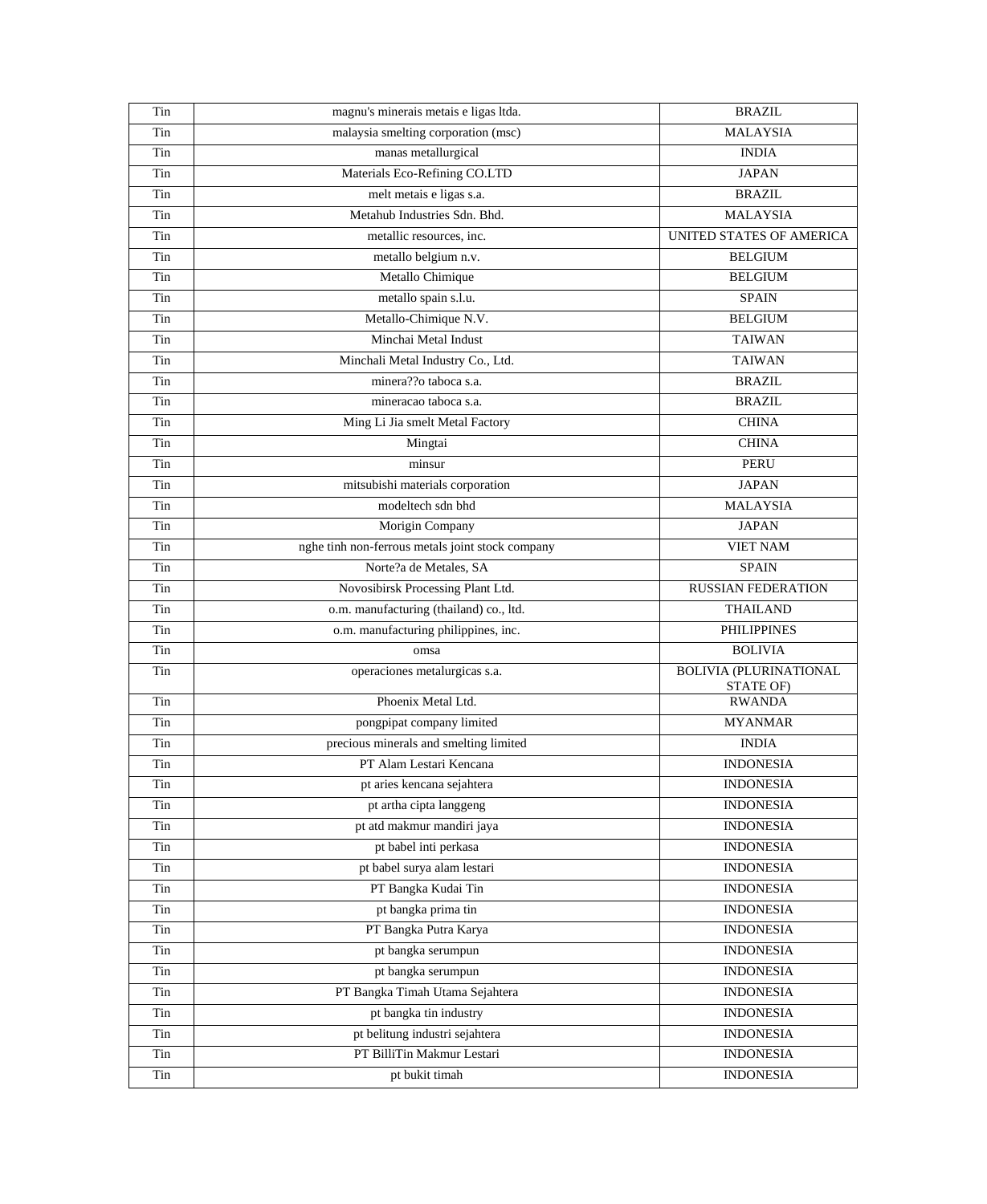| Tin | magnu's minerais metais e ligas ltda. | BRAZIL |
|---|---|---|
| Tin | malaysia smelting corporation (msc) | MALAYSIA |
| Tin | manas metallurgical | INDIA |
| Tin | Materials Eco-Refining CO.LTD | JAPAN |
| Tin | melt metais e ligas s.a. | BRAZIL |
| Tin | Metahub Industries Sdn. Bhd. | MALAYSIA |
| Tin | metallic resources, inc. | UNITED STATES OF AMERICA |
| Tin | metallo belgium n.v. | BELGIUM |
| Tin | Metallo Chimique | BELGIUM |
| Tin | metallo spain s.l.u. | SPAIN |
| Tin | Metallo-Chimique N.V. | BELGIUM |
| Tin | Minchai Metal Indust | TAIWAN |
| Tin | Minchali Metal Industry Co., Ltd. | TAIWAN |
| Tin | minera??o taboca s.a. | BRAZIL |
| Tin | mineracao taboca s.a. | BRAZIL |
| Tin | Ming Li Jia smelt Metal Factory | CHINA |
| Tin | Mingtai | CHINA |
| Tin | minsur | PERU |
| Tin | mitsubishi materials corporation | JAPAN |
| Tin | modeltech sdn bhd | MALAYSIA |
| Tin | Morigin Company | JAPAN |
| Tin | nghe tinh non-ferrous metals joint stock company | VIET NAM |
| Tin | Norte?a de Metales, SA | SPAIN |
| Tin | Novosibirsk Processing Plant Ltd. | RUSSIAN FEDERATION |
| Tin | o.m. manufacturing (thailand) co., ltd. | THAILAND |
| Tin | o.m. manufacturing philippines, inc. | PHILIPPINES |
| Tin | omsa | BOLIVIA |
| Tin | operaciones metalurgicas s.a. | BOLIVIA (PLURINATIONAL STATE OF) |
| Tin | Phoenix Metal Ltd. | RWANDA |
| Tin | pongpipat company limited | MYANMAR |
| Tin | precious minerals and smelting limited | INDIA |
| Tin | PT Alam Lestari Kencana | INDONESIA |
| Tin | pt aries kencana sejahtera | INDONESIA |
| Tin | pt artha cipta langgeng | INDONESIA |
| Tin | pt atd makmur mandiri jaya | INDONESIA |
| Tin | pt babel inti perkasa | INDONESIA |
| Tin | pt babel surya alam lestari | INDONESIA |
| Tin | PT Bangka Kudai Tin | INDONESIA |
| Tin | pt bangka prima tin | INDONESIA |
| Tin | PT Bangka Putra Karya | INDONESIA |
| Tin | pt bangka serumpun | INDONESIA |
| Tin | pt bangka serumpun | INDONESIA |
| Tin | PT Bangka Timah Utama Sejahtera | INDONESIA |
| Tin | pt bangka tin industry | INDONESIA |
| Tin | pt belitung industri sejahtera | INDONESIA |
| Tin | PT BilliTin Makmur Lestari | INDONESIA |
| Tin | pt bukit timah | INDONESIA |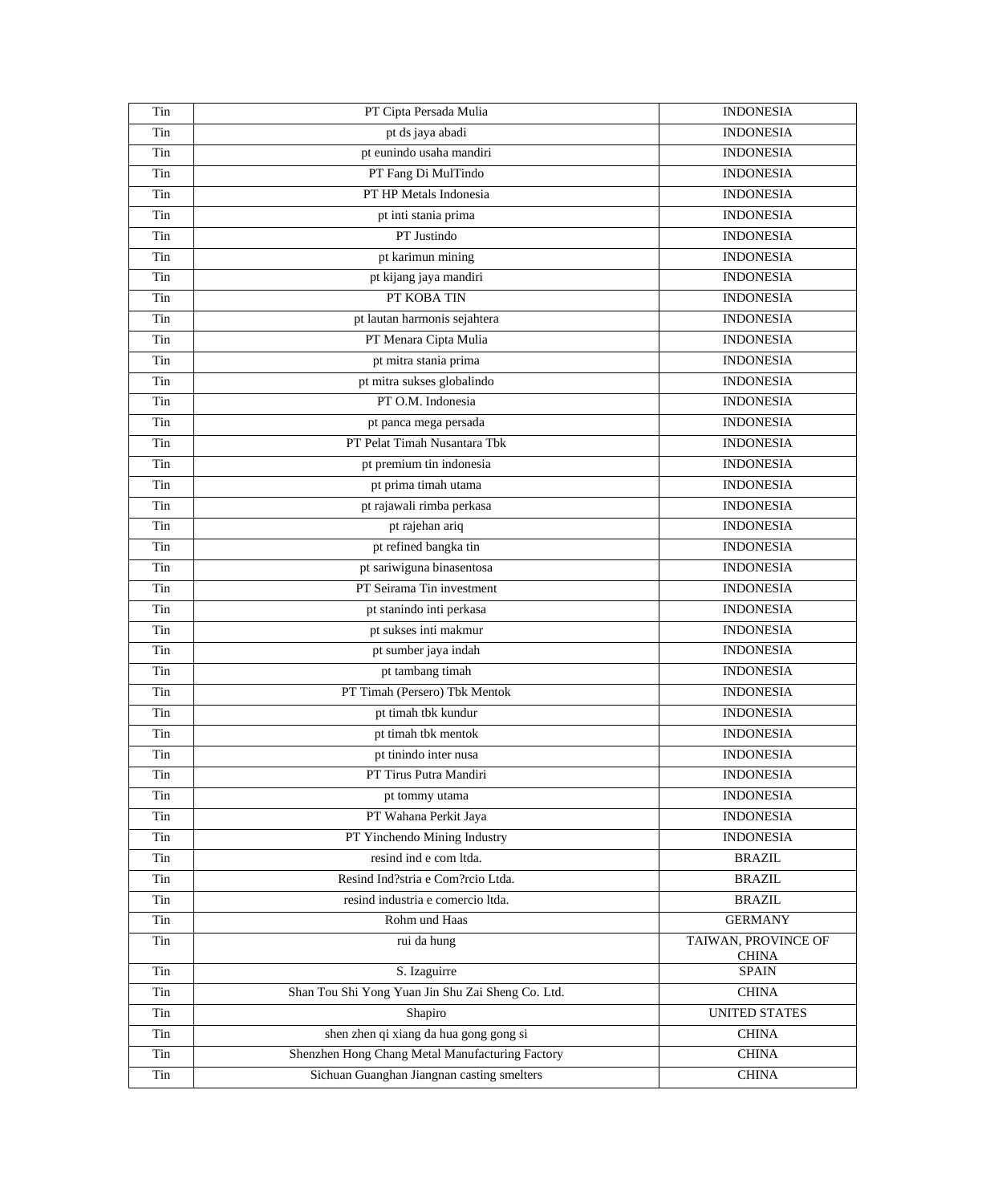| Tin | PT Cipta Persada Mulia | INDONESIA |
|---|---|---|
| Tin | pt ds jaya abadi | INDONESIA |
| Tin | pt eunindo usaha mandiri | INDONESIA |
| Tin | PT Fang Di MulTindo | INDONESIA |
| Tin | PT HP Metals Indonesia | INDONESIA |
| Tin | pt inti stania prima | INDONESIA |
| Tin | PT Justindo | INDONESIA |
| Tin | pt karimun mining | INDONESIA |
| Tin | pt kijang jaya mandiri | INDONESIA |
| Tin | PT KOBA TIN | INDONESIA |
| Tin | pt lautan harmonis sejahtera | INDONESIA |
| Tin | PT Menara Cipta Mulia | INDONESIA |
| Tin | pt mitra stania prima | INDONESIA |
| Tin | pt mitra sukses globalindo | INDONESIA |
| Tin | PT O.M. Indonesia | INDONESIA |
| Tin | pt panca mega persada | INDONESIA |
| Tin | PT Pelat Timah Nusantara Tbk | INDONESIA |
| Tin | pt premium tin indonesia | INDONESIA |
| Tin | pt prima timah utama | INDONESIA |
| Tin | pt rajawali rimba perkasa | INDONESIA |
| Tin | pt rajehan ariq | INDONESIA |
| Tin | pt refined bangka tin | INDONESIA |
| Tin | pt sariwiguna binasentosa | INDONESIA |
| Tin | PT Seirama Tin investment | INDONESIA |
| Tin | pt stanindo inti perkasa | INDONESIA |
| Tin | pt sukses inti makmur | INDONESIA |
| Tin | pt sumber jaya indah | INDONESIA |
| Tin | pt tambang timah | INDONESIA |
| Tin | PT Timah (Persero) Tbk Mentok | INDONESIA |
| Tin | pt timah tbk kundur | INDONESIA |
| Tin | pt timah tbk mentok | INDONESIA |
| Tin | pt tinindo inter nusa | INDONESIA |
| Tin | PT Tirus Putra Mandiri | INDONESIA |
| Tin | pt tommy utama | INDONESIA |
| Tin | PT Wahana Perkit Jaya | INDONESIA |
| Tin | PT Yinchendo Mining Industry | INDONESIA |
| Tin | resind ind e com ltda. | BRAZIL |
| Tin | Resind Ind?stria e Com?rcio Ltda. | BRAZIL |
| Tin | resind industria e comercio ltda. | BRAZIL |
| Tin | Rohm und Haas | GERMANY |
| Tin | rui da hung | TAIWAN, PROVINCE OF CHINA |
| Tin | S. Izaguirre | SPAIN |
| Tin | Shan Tou Shi Yong Yuan Jin Shu Zai Sheng Co. Ltd. | CHINA |
| Tin | Shapiro | UNITED STATES |
| Tin | shen zhen qi xiang da hua gong gong si | CHINA |
| Tin | Shenzhen Hong Chang Metal Manufacturing Factory | CHINA |
| Tin | Sichuan Guanghan Jiangnan casting smelters | CHINA |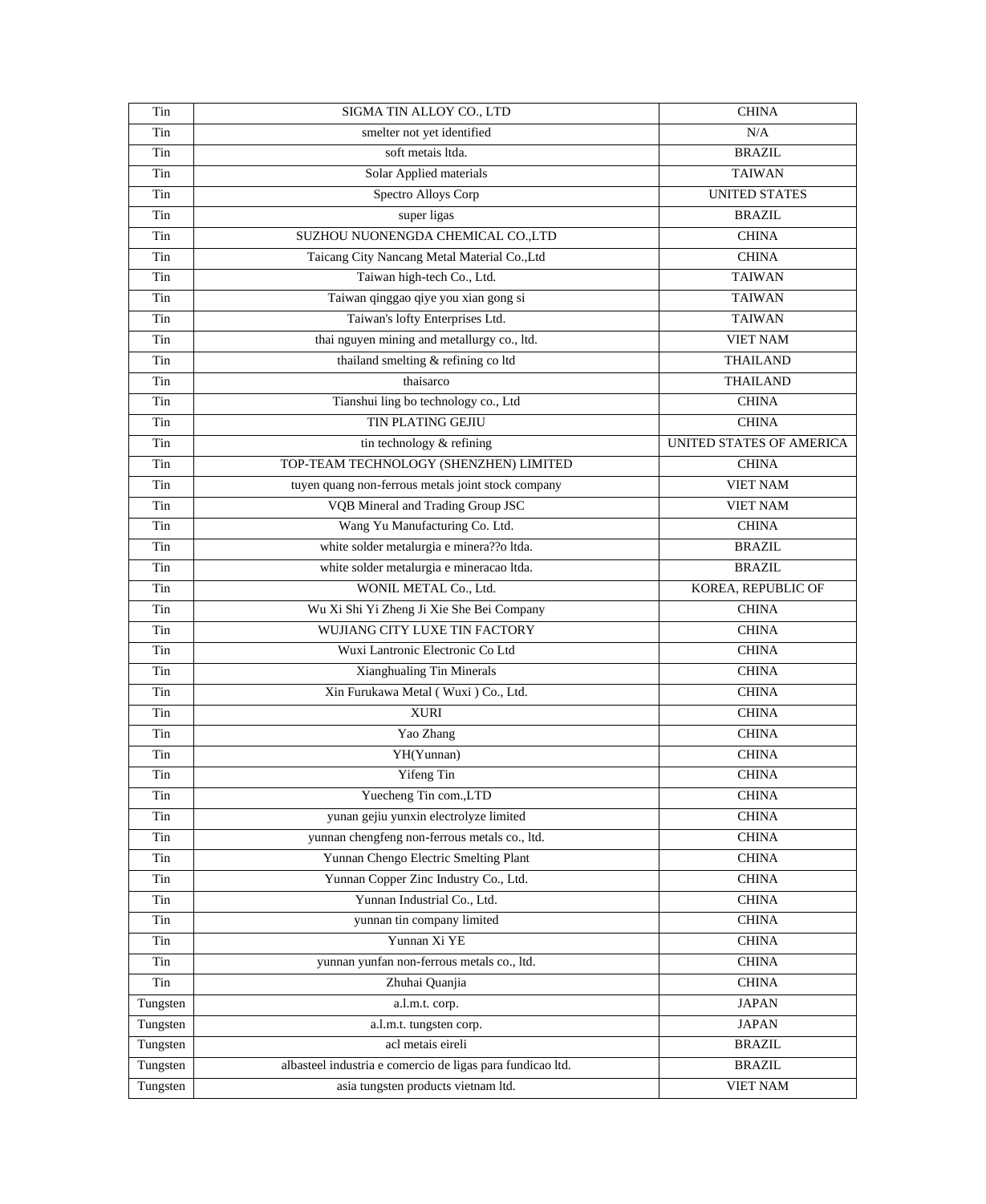| | | |
|---|---|---|
| Tin | SIGMA TIN ALLOY CO., LTD | CHINA |
| Tin | smelter not yet identified | N/A |
| Tin | soft metais ltda. | BRAZIL |
| Tin | Solar Applied materials | TAIWAN |
| Tin | Spectro Alloys Corp | UNITED STATES |
| Tin | super ligas | BRAZIL |
| Tin | SUZHOU NUONENGDA CHEMICAL CO.,LTD | CHINA |
| Tin | Taicang City Nancang Metal Material Co.,Ltd | CHINA |
| Tin | Taiwan high-tech Co., Ltd. | TAIWAN |
| Tin | Taiwan qinggao qiye you xian gong si | TAIWAN |
| Tin | Taiwan's lofty Enterprises Ltd. | TAIWAN |
| Tin | thai nguyen mining and metallurgy co., ltd. | VIET NAM |
| Tin | thailand smelting & refining co ltd | THAILAND |
| Tin | thaisarco | THAILAND |
| Tin | Tianshui ling bo technology co., Ltd | CHINA |
| Tin | TIN PLATING GEJIU | CHINA |
| Tin | tin technology & refining | UNITED STATES OF AMERICA |
| Tin | TOP-TEAM TECHNOLOGY (SHENZHEN) LIMITED | CHINA |
| Tin | tuyen quang non-ferrous metals joint stock company | VIET NAM |
| Tin | VQB Mineral and Trading Group JSC | VIET NAM |
| Tin | Wang Yu Manufacturing Co. Ltd. | CHINA |
| Tin | white solder metalurgia e minera??o ltda. | BRAZIL |
| Tin | white solder metalurgia e mineracao ltda. | BRAZIL |
| Tin | WONIL METAL Co., Ltd. | KOREA, REPUBLIC OF |
| Tin | Wu Xi Shi Yi Zheng Ji Xie She Bei Company | CHINA |
| Tin | WUJIANG CITY LUXE TIN FACTORY | CHINA |
| Tin | Wuxi Lantronic Electronic Co Ltd | CHINA |
| Tin | Xianghualing Tin Minerals | CHINA |
| Tin | Xin Furukawa Metal ( Wuxi ) Co., Ltd. | CHINA |
| Tin | XURI | CHINA |
| Tin | Yao Zhang | CHINA |
| Tin | YH(Yunnan) | CHINA |
| Tin | Yifeng Tin | CHINA |
| Tin | Yuecheng Tin com.,LTD | CHINA |
| Tin | yunan gejiu yunxin electrolyze limited | CHINA |
| Tin | yunnan chengfeng non-ferrous metals co., ltd. | CHINA |
| Tin | Yunnan Chengo Electric Smelting Plant | CHINA |
| Tin | Yunnan Copper Zinc Industry Co., Ltd. | CHINA |
| Tin | Yunnan Industrial Co., Ltd. | CHINA |
| Tin | yunnan tin company limited | CHINA |
| Tin | Yunnan Xi YE | CHINA |
| Tin | yunnan yunfan non-ferrous metals co., ltd. | CHINA |
| Tin | Zhuhai Quanjia | CHINA |
| Tungsten | a.l.m.t. corp. | JAPAN |
| Tungsten | a.l.m.t. tungsten corp. | JAPAN |
| Tungsten | acl metais eireli | BRAZIL |
| Tungsten | albasteel industria e comercio de ligas para fundicao ltd. | BRAZIL |
| Tungsten | asia tungsten products vietnam ltd. | VIET NAM |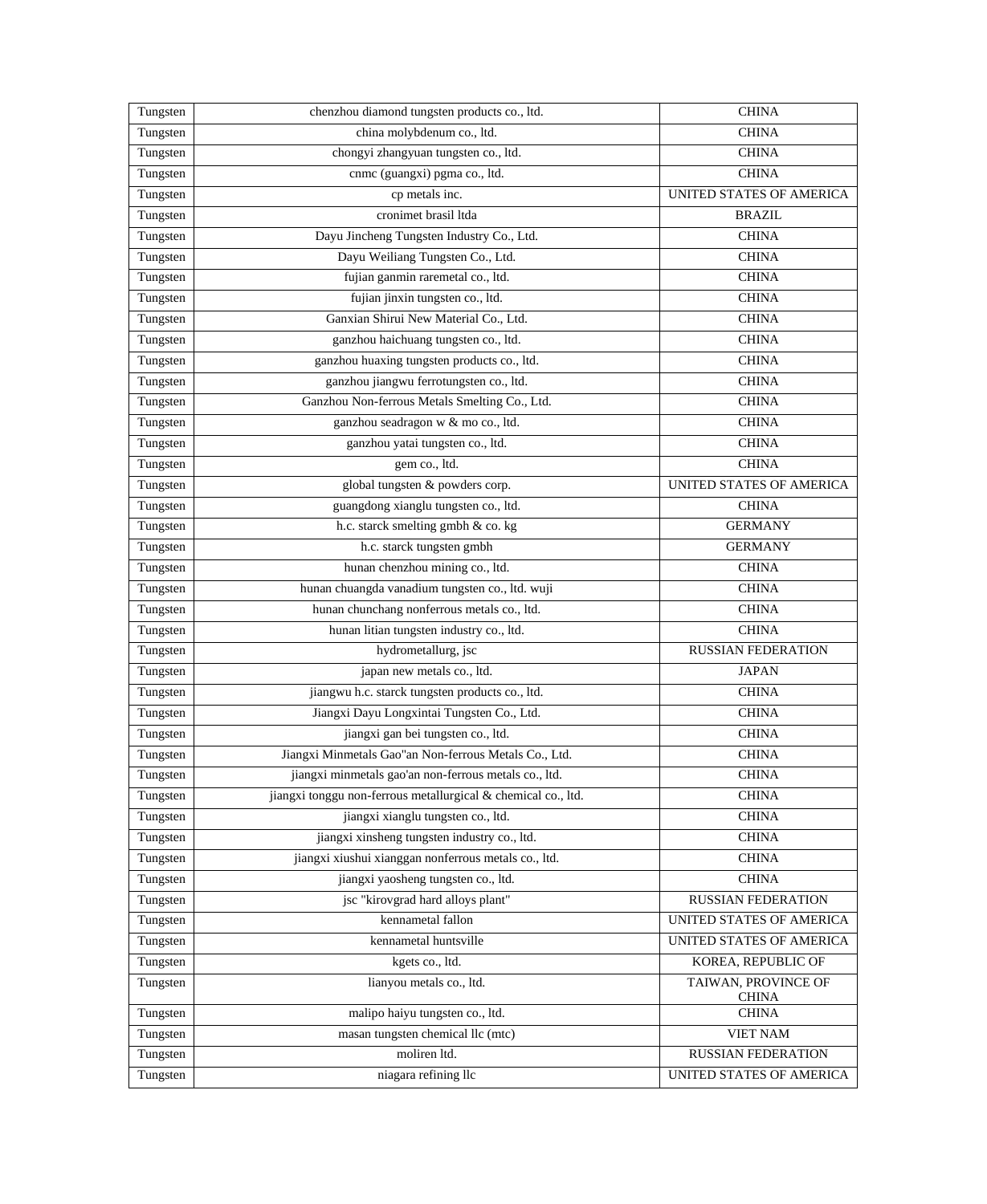| | | |
|---|---|---|
| Tungsten | chenzhou diamond tungsten products co., ltd. | CHINA |
| Tungsten | china molybdenum co., ltd. | CHINA |
| Tungsten | chongyi zhangyuan tungsten co., ltd. | CHINA |
| Tungsten | cnmc (guangxi) pgma co., ltd. | CHINA |
| Tungsten | cp metals inc. | UNITED STATES OF AMERICA |
| Tungsten | cronimet brasil ltda | BRAZIL |
| Tungsten | Dayu Jincheng Tungsten Industry Co., Ltd. | CHINA |
| Tungsten | Dayu Weiliang Tungsten Co., Ltd. | CHINA |
| Tungsten | fujian ganmin raremetal co., ltd. | CHINA |
| Tungsten | fujian jinxin tungsten co., ltd. | CHINA |
| Tungsten | Ganxian Shirui New Material Co., Ltd. | CHINA |
| Tungsten | ganzhou haichuang tungsten co., ltd. | CHINA |
| Tungsten | ganzhou huaxing tungsten products co., ltd. | CHINA |
| Tungsten | ganzhou jiangwu ferrotungsten co., ltd. | CHINA |
| Tungsten | Ganzhou Non-ferrous Metals Smelting Co., Ltd. | CHINA |
| Tungsten | ganzhou seadragon w & mo co., ltd. | CHINA |
| Tungsten | ganzhou yatai tungsten co., ltd. | CHINA |
| Tungsten | gem co., ltd. | CHINA |
| Tungsten | global tungsten & powders corp. | UNITED STATES OF AMERICA |
| Tungsten | guangdong xianglu tungsten co., ltd. | CHINA |
| Tungsten | h.c. starck smelting gmbh & co. kg | GERMANY |
| Tungsten | h.c. starck tungsten gmbh | GERMANY |
| Tungsten | hunan chenzhou mining co., ltd. | CHINA |
| Tungsten | hunan chuangda vanadium tungsten co., ltd. wuji | CHINA |
| Tungsten | hunan chunchang nonferrous metals co., ltd. | CHINA |
| Tungsten | hunan litian tungsten industry co., ltd. | CHINA |
| Tungsten | hydrometallurg, jsc | RUSSIAN FEDERATION |
| Tungsten | japan new metals co., ltd. | JAPAN |
| Tungsten | jiangwu h.c. starck tungsten products co., ltd. | CHINA |
| Tungsten | Jiangxi Dayu Longxintai Tungsten Co., Ltd. | CHINA |
| Tungsten | jiangxi gan bei tungsten co., ltd. | CHINA |
| Tungsten | Jiangxi Minmetals Gao"an Non-ferrous Metals Co., Ltd. | CHINA |
| Tungsten | jiangxi minmetals gao'an non-ferrous metals co., ltd. | CHINA |
| Tungsten | jiangxi tonggu non-ferrous metallurgical & chemical co., ltd. | CHINA |
| Tungsten | jiangxi xianglu tungsten co., ltd. | CHINA |
| Tungsten | jiangxi xinsheng tungsten industry co., ltd. | CHINA |
| Tungsten | jiangxi xiushui xianggan nonferrous metals co., ltd. | CHINA |
| Tungsten | jiangxi yaosheng tungsten co., ltd. | CHINA |
| Tungsten | jsc "kirovgrad hard alloys plant" | RUSSIAN FEDERATION |
| Tungsten | kennametal fallon | UNITED STATES OF AMERICA |
| Tungsten | kennametal huntsville | UNITED STATES OF AMERICA |
| Tungsten | kgets co., ltd. | KOREA, REPUBLIC OF |
| Tungsten | lianyou metals co., ltd. | TAIWAN, PROVINCE OF CHINA |
| Tungsten | malipo haiyu tungsten co., ltd. | CHINA |
| Tungsten | masan tungsten chemical llc (mtc) | VIET NAM |
| Tungsten | moliren ltd. | RUSSIAN FEDERATION |
| Tungsten | niagara refining llc | UNITED STATES OF AMERICA |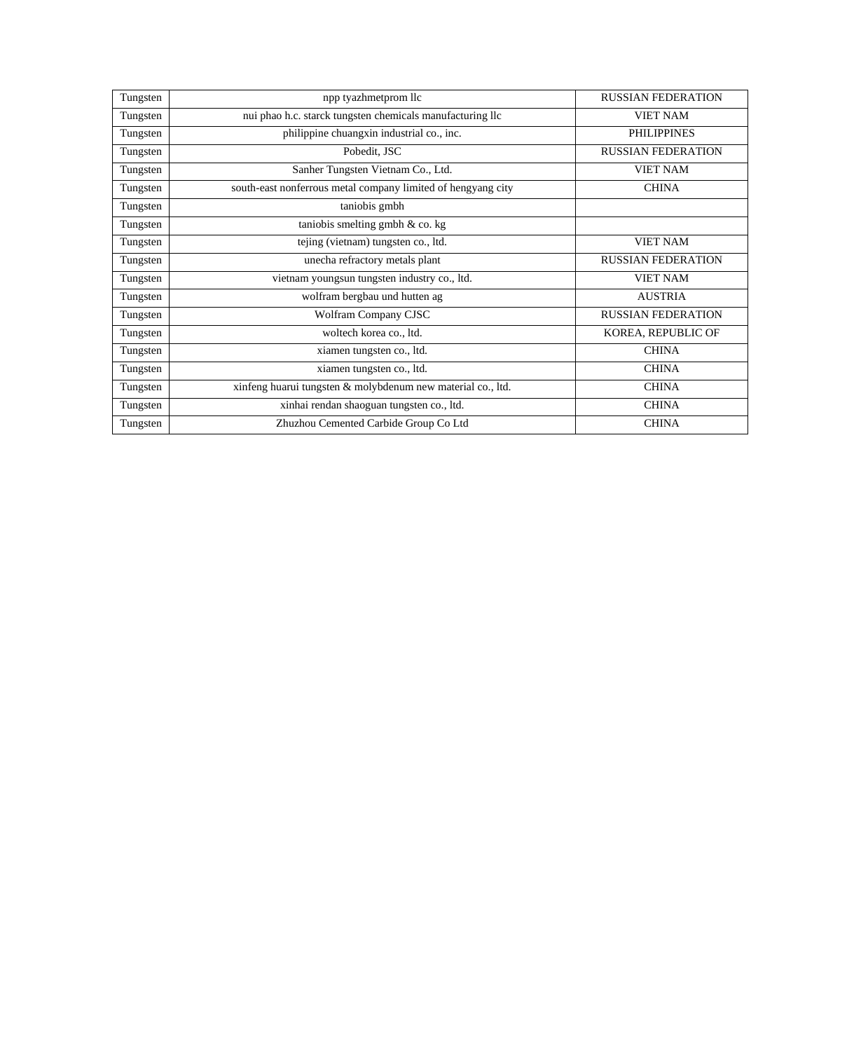| Tungsten | npp tyazhmetprom llc | RUSSIAN FEDERATION |
|---|---|---|
| Tungsten | nui phao h.c. starck tungsten chemicals manufacturing llc | VIET NAM |
| Tungsten | philippine chuangxin industrial co., inc. | PHILIPPINES |
| Tungsten | Pobedit, JSC | RUSSIAN FEDERATION |
| Tungsten | Sanher Tungsten Vietnam Co., Ltd. | VIET NAM |
| Tungsten | south-east nonferrous metal company limited of hengyang city | CHINA |
| Tungsten | taniobis gmbh | |
| Tungsten | taniobis smelting gmbh & co. kg | |
| Tungsten | tejing (vietnam) tungsten co., ltd. | VIET NAM |
| Tungsten | unecha refractory metals plant | RUSSIAN FEDERATION |
| Tungsten | vietnam youngsun tungsten industry co., ltd. | VIET NAM |
| Tungsten | wolfram bergbau und hutten ag | AUSTRIA |
| Tungsten | Wolfram Company CJSC | RUSSIAN FEDERATION |
| Tungsten | woltech korea co., ltd. | KOREA, REPUBLIC OF |
| Tungsten | xiamen tungsten co., ltd. | CHINA |
| Tungsten | xiamen tungsten co., ltd. | CHINA |
| Tungsten | xinfeng huarui tungsten & molybdenum new material co., ltd. | CHINA |
| Tungsten | xinhai rendan shaoguan tungsten co., ltd. | CHINA |
| Tungsten | Zhuzhou Cemented Carbide Group Co Ltd | CHINA |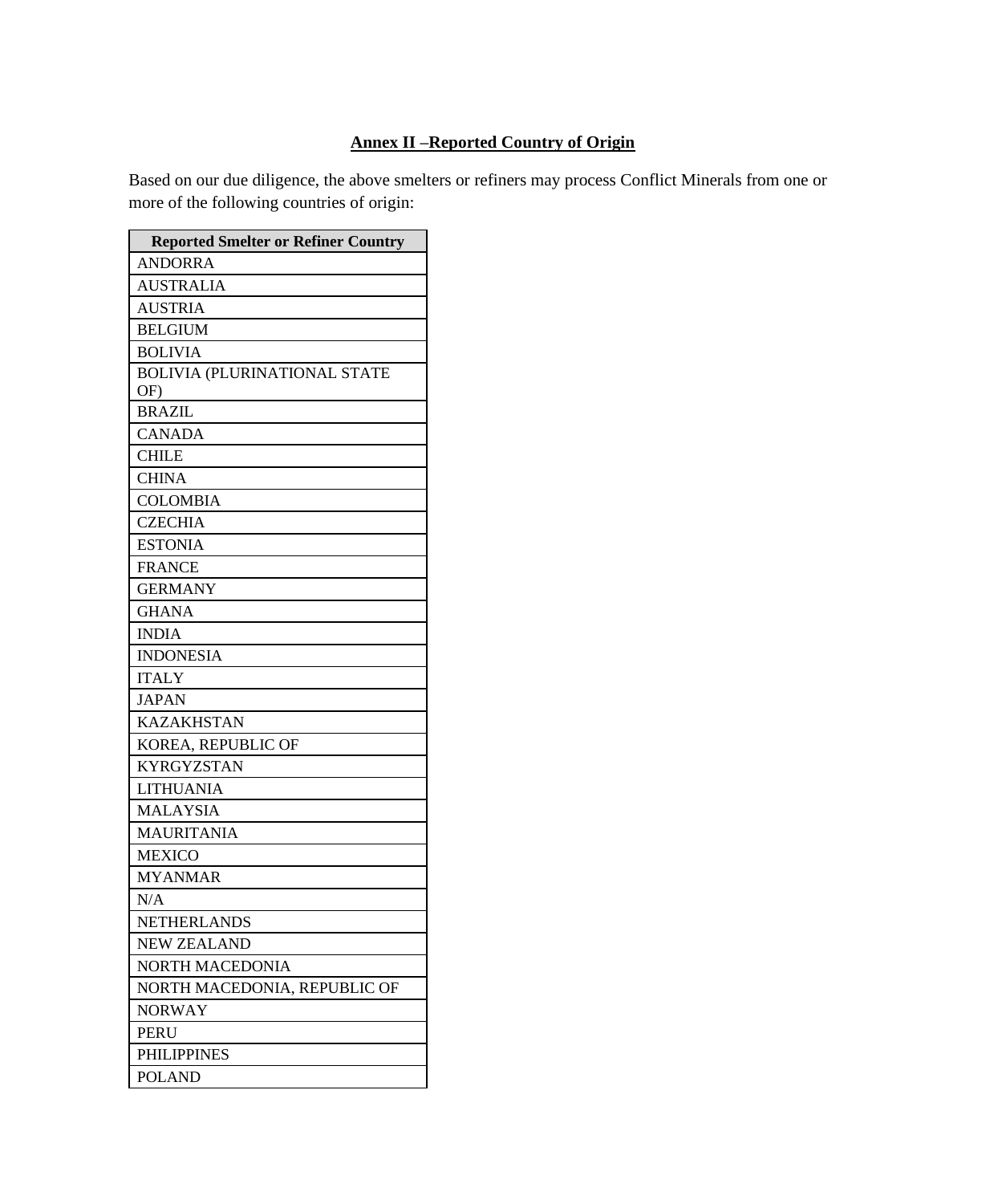## Annex II –Reported Country of Origin

Based on our due diligence, the above smelters or refiners may process Conflict Minerals from one or more of the following countries of origin:

| Reported Smelter or Refiner Country |
|---|
| ANDORRA |
| AUSTRALIA |
| AUSTRIA |
| BELGIUM |
| BOLIVIA |
| BOLIVIA (PLURINATIONAL STATE OF) |
| BRAZIL |
| CANADA |
| CHILE |
| CHINA |
| COLOMBIA |
| CZECHIA |
| ESTONIA |
| FRANCE |
| GERMANY |
| GHANA |
| INDIA |
| INDONESIA |
| ITALY |
| JAPAN |
| KAZAKHSTAN |
| KOREA, REPUBLIC OF |
| KYRGYZSTAN |
| LITHUANIA |
| MALAYSIA |
| MAURITANIA |
| MEXICO |
| MYANMAR |
| N/A |
| NETHERLANDS |
| NEW ZEALAND |
| NORTH MACEDONIA |
| NORTH MACEDONIA, REPUBLIC OF |
| NORWAY |
| PERU |
| PHILIPPINES |
| POLAND |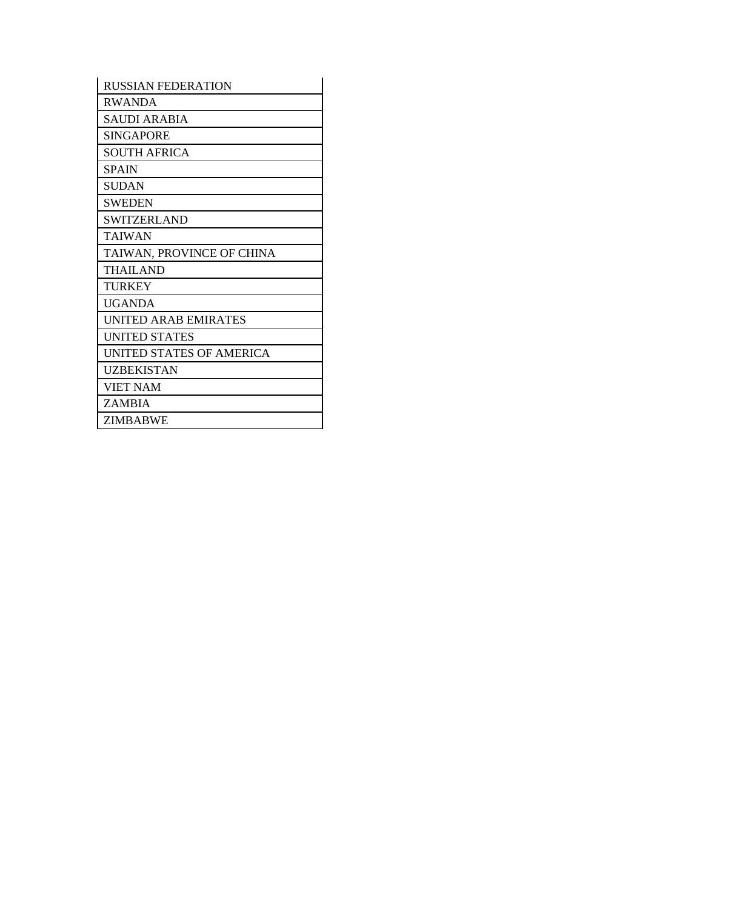| |
|---|
| RUSSIAN FEDERATION |
| RWANDA |
| SAUDI ARABIA |
| SINGAPORE |
| SOUTH AFRICA |
| SPAIN |
| SUDAN |
| SWEDEN |
| SWITZERLAND |
| TAIWAN |
| TAIWAN, PROVINCE OF CHINA |
| THAILAND |
| TURKEY |
| UGANDA |
| UNITED ARAB EMIRATES |
| UNITED STATES |
| UNITED STATES OF AMERICA |
| UZBEKISTAN |
| VIET NAM |
| ZAMBIA |
| ZIMBABWE |